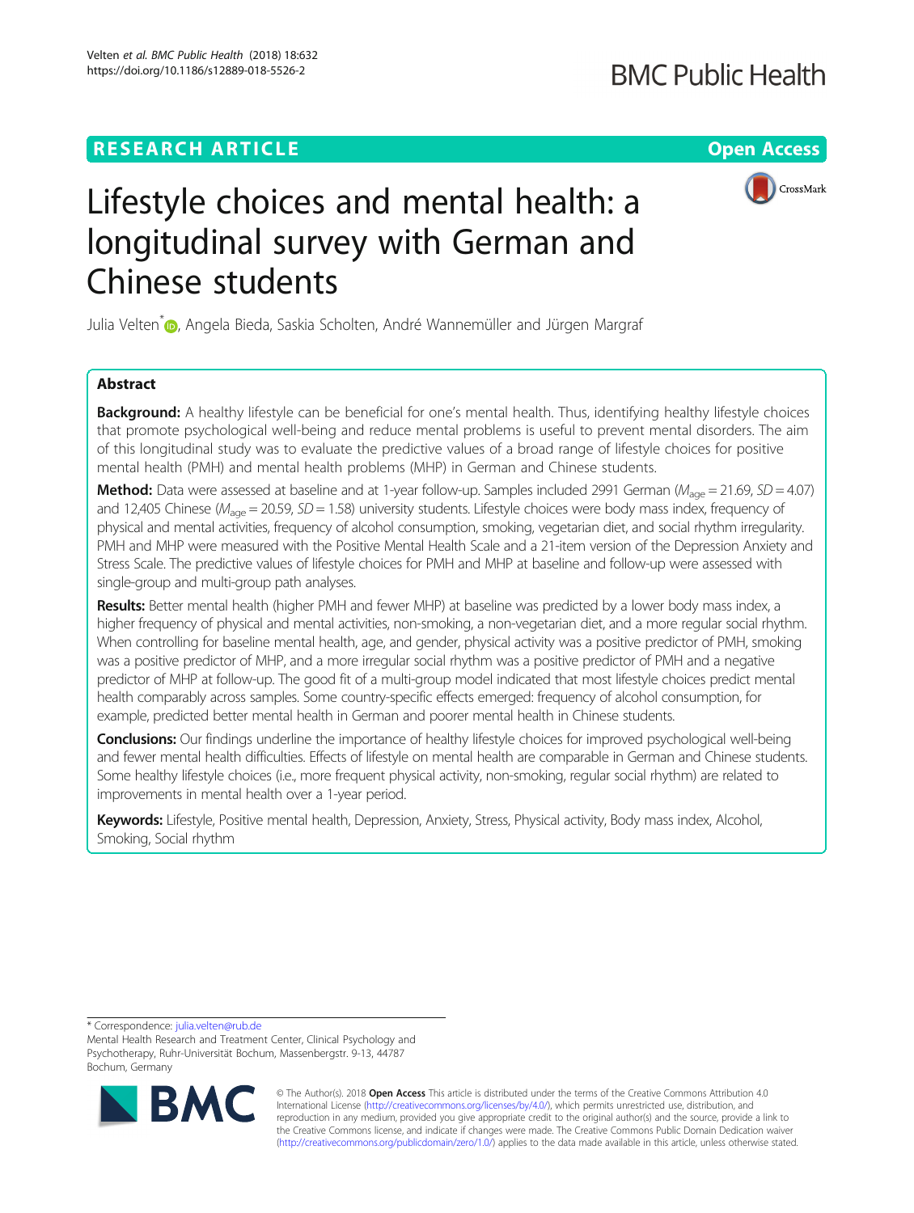RESEARCH ARTICLE

Open Access

# Lifestyle choices and mental health: a longitudinal survey with German and Chinese students

Julia Velten*, Angela Bieda, Saskia Scholten, André Wannemüller and Jürgen Margraf

## Abstract

**Background:** A healthy lifestyle can be beneficial for one's mental health. Thus, identifying healthy lifestyle choices that promote psychological well-being and reduce mental problems is useful to prevent mental disorders. The aim of this longitudinal study was to evaluate the predictive values of a broad range of lifestyle choices for positive mental health (PMH) and mental health problems (MHP) in German and Chinese students.

**Method:** Data were assessed at baseline and at 1-year follow-up. Samples included 2991 German ($M_{age}$ = 21.69, $SD$ = 4.07) and 12,405 Chinese ($M_{age}$ = 20.59, $SD$ = 1.58) university students. Lifestyle choices were body mass index, frequency of physical and mental activities, frequency of alcohol consumption, smoking, vegetarian diet, and social rhythm irregularity. PMH and MHP were measured with the Positive Mental Health Scale and a 21-item version of the Depression Anxiety and Stress Scale. The predictive values of lifestyle choices for PMH and MHP at baseline and follow-up were assessed with single-group and multi-group path analyses.

**Results:** Better mental health (higher PMH and fewer MHP) at baseline was predicted by a lower body mass index, a higher frequency of physical and mental activities, non-smoking, a non-vegetarian diet, and a more regular social rhythm. When controlling for baseline mental health, age, and gender, physical activity was a positive predictor of PMH, smoking was a positive predictor of MHP, and a more irregular social rhythm was a positive predictor of PMH and a negative predictor of MHP at follow-up. The good fit of a multi-group model indicated that most lifestyle choices predict mental health comparably across samples. Some country-specific effects emerged: frequency of alcohol consumption, for example, predicted better mental health in German and poorer mental health in Chinese students.

**Conclusions:** Our findings underline the importance of healthy lifestyle choices for improved psychological well-being and fewer mental health difficulties. Effects of lifestyle on mental health are comparable in German and Chinese students. Some healthy lifestyle choices (i.e., more frequent physical activity, non-smoking, regular social rhythm) are related to improvements in mental health over a 1-year period.

**Keywords:** Lifestyle, Positive mental health, Depression, Anxiety, Stress, Physical activity, Body mass index, Alcohol, Smoking, Social rhythm

---

* Correspondence: julia.velten@rub.de
Mental Health Research and Treatment Center, Clinical Psychology and Psychotherapy, Ruhr-Universität Bochum, Massenbergstr. 9-13, 44787 Bochum, Germany

© The Author(s). 2018 **Open Access** This article is distributed under the terms of the Creative Commons Attribution 4.0 International License (http://creativecommons.org/licenses/by/4.0/), which permits unrestricted use, distribution, and reproduction in any medium, provided you give appropriate credit to the original author(s) and the source, provide a link to the Creative Commons license, and indicate if changes were made. The Creative Commons Public Domain Dedication waiver (http://creativecommons.org/publicdomain/zero/1.0/) applies to the data made available in this article, unless otherwise stated.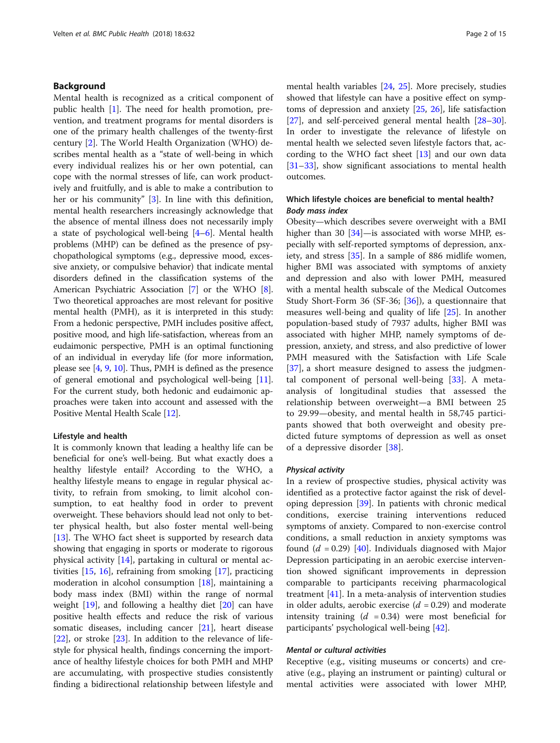## Background

Mental health is recognized as a critical component of public health [1]. The need for health promotion, prevention, and treatment programs for mental disorders is one of the primary health challenges of the twenty-first century [2]. The World Health Organization (WHO) describes mental health as a "state of well-being in which every individual realizes his or her own potential, can cope with the normal stresses of life, can work productively and fruitfully, and is able to make a contribution to her or his community" [3]. In line with this definition, mental health researchers increasingly acknowledge that the absence of mental illness does not necessarily imply a state of psychological well-being [4–6]. Mental health problems (MHP) can be defined as the presence of psychopathological symptoms (e.g., depressive mood, excessive anxiety, or compulsive behavior) that indicate mental disorders defined in the classification systems of the American Psychiatric Association [7] or the WHO [8]. Two theoretical approaches are most relevant for positive mental health (PMH), as it is interpreted in this study: From a hedonic perspective, PMH includes positive affect, positive mood, and high life-satisfaction, whereas from an eudaimonic perspective, PMH is an optimal functioning of an individual in everyday life (for more information, please see [4, 9, 10]. Thus, PMH is defined as the presence of general emotional and psychological well-being [11]. For the current study, both hedonic and eudaimonic approaches were taken into account and assessed with the Positive Mental Health Scale [12].

### Lifestyle and health

It is commonly known that leading a healthy life can be beneficial for one's well-being. But what exactly does a healthy lifestyle entail? According to the WHO, a healthy lifestyle means to engage in regular physical activity, to refrain from smoking, to limit alcohol consumption, to eat healthy food in order to prevent overweight. These behaviors should lead not only to better physical health, but also foster mental well-being [13]. The WHO fact sheet is supported by research data showing that engaging in sports or moderate to rigorous physical activity [14], partaking in cultural or mental activities [15, 16], refraining from smoking [17], practicing moderation in alcohol consumption [18], maintaining a body mass index (BMI) within the range of normal weight [19], and following a healthy diet [20] can have positive health effects and reduce the risk of various somatic diseases, including cancer [21], heart disease [22], or stroke [23]. In addition to the relevance of lifestyle for physical health, findings concerning the importance of healthy lifestyle choices for both PMH and MHP are accumulating, with prospective studies consistently finding a bidirectional relationship between lifestyle and mental health variables [24, 25]. More precisely, studies showed that lifestyle can have a positive effect on symptoms of depression and anxiety [25, 26], life satisfaction [27], and self-perceived general mental health [28–30]. In order to investigate the relevance of lifestyle on mental health we selected seven lifestyle factors that, according to the WHO fact sheet [13] and our own data [31–33], show significant associations to mental health outcomes.

### Which lifestyle choices are beneficial to mental health?

#### *Body mass index*

Obesity—which describes severe overweight with a BMI higher than 30 [34]—is associated with worse MHP, especially with self-reported symptoms of depression, anxiety, and stress [35]. In a sample of 886 midlife women, higher BMI was associated with symptoms of anxiety and depression and also with lower PMH, measured with a mental health subscale of the Medical Outcomes Study Short-Form 36 (SF-36; [36]), a questionnaire that measures well-being and quality of life [25]. In another population-based study of 7937 adults, higher BMI was associated with higher MHP, namely symptoms of depression, anxiety, and stress, and also predictive of lower PMH measured with the Satisfaction with Life Scale [37], a short measure designed to assess the judgmental component of personal well-being [33]. A meta-analysis of longitudinal studies that assessed the relationship between overweight—a BMI between 25 to 29.99—obesity, and mental health in 58,745 participants showed that both overweight and obesity predicted future symptoms of depression as well as onset of a depressive disorder [38].

#### *Physical activity*

In a review of prospective studies, physical activity was identified as a protective factor against the risk of developing depression [39]. In patients with chronic medical conditions, exercise training interventions reduced symptoms of anxiety. Compared to non-exercise control conditions, a small reduction in anxiety symptoms was found ($d = 0.29$) [40]. Individuals diagnosed with Major Depression participating in an aerobic exercise intervention showed significant improvements in depression comparable to participants receiving pharmacological treatment [41]. In a meta-analysis of intervention studies in older adults, aerobic exercise ($d = 0.29$) and moderate intensity training ($d = 0.34$) were most beneficial for participants' psychological well-being [42].

#### *Mental or cultural activities*

Receptive (e.g., visiting museums or concerts) and creative (e.g., playing an instrument or painting) cultural or mental activities were associated with lower MHP,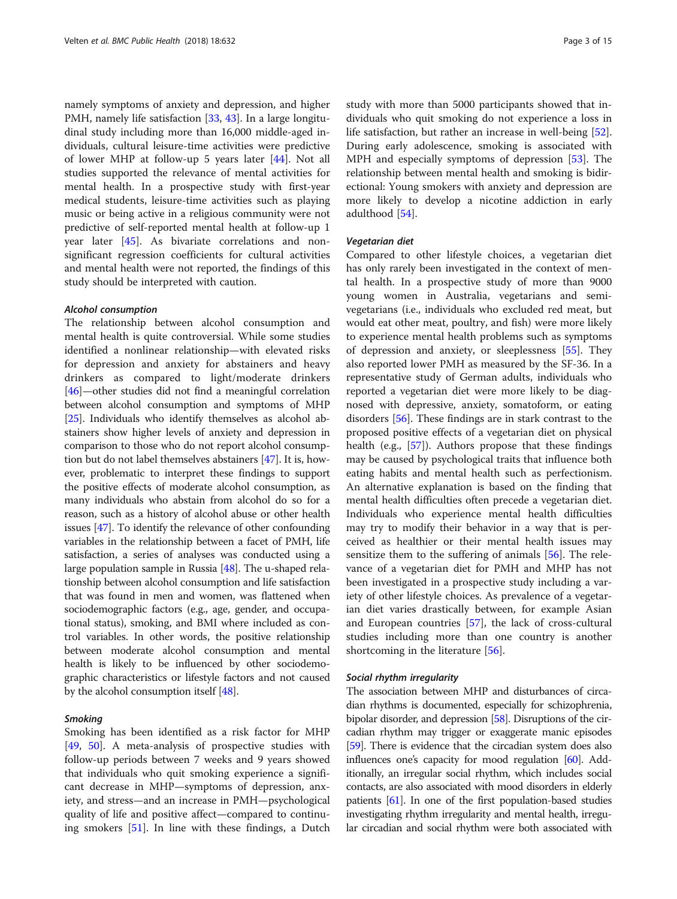namely symptoms of anxiety and depression, and higher PMH, namely life satisfaction [33, 43]. In a large longitudinal study including more than 16,000 middle-aged individuals, cultural leisure-time activities were predictive of lower MHP at follow-up 5 years later [44]. Not all studies supported the relevance of mental activities for mental health. In a prospective study with first-year medical students, leisure-time activities such as playing music or being active in a religious community were not predictive of self-reported mental health at follow-up 1 year later [45]. As bivariate correlations and non-significant regression coefficients for cultural activities and mental health were not reported, the findings of this study should be interpreted with caution.

#### Alcohol consumption

The relationship between alcohol consumption and mental health is quite controversial. While some studies identified a nonlinear relationship—with elevated risks for depression and anxiety for abstainers and heavy drinkers as compared to light/moderate drinkers [46]—other studies did not find a meaningful correlation between alcohol consumption and symptoms of MHP [25]. Individuals who identify themselves as alcohol abstainers show higher levels of anxiety and depression in comparison to those who do not report alcohol consumption but do not label themselves abstainers [47]. It is, however, problematic to interpret these findings to support the positive effects of moderate alcohol consumption, as many individuals who abstain from alcohol do so for a reason, such as a history of alcohol abuse or other health issues [47]. To identify the relevance of other confounding variables in the relationship between a facet of PMH, life satisfaction, a series of analyses was conducted using a large population sample in Russia [48]. The u-shaped relationship between alcohol consumption and life satisfaction that was found in men and women, was flattened when sociodemographic factors (e.g., age, gender, and occupational status), smoking, and BMI where included as control variables. In other words, the positive relationship between moderate alcohol consumption and mental health is likely to be influenced by other sociodemographic characteristics or lifestyle factors and not caused by the alcohol consumption itself [48].

#### Smoking

Smoking has been identified as a risk factor for MHP [49, 50]. A meta-analysis of prospective studies with follow-up periods between 7 weeks and 9 years showed that individuals who quit smoking experience a significant decrease in MHP—symptoms of depression, anxiety, and stress—and an increase in PMH—psychological quality of life and positive affect—compared to continuing smokers [51]. In line with these findings, a Dutch study with more than 5000 participants showed that individuals who quit smoking do not experience a loss in life satisfaction, but rather an increase in well-being [52]. During early adolescence, smoking is associated with MPH and especially symptoms of depression [53]. The relationship between mental health and smoking is bidirectional: Young smokers with anxiety and depression are more likely to develop a nicotine addiction in early adulthood [54].

#### Vegetarian diet

Compared to other lifestyle choices, a vegetarian diet has only rarely been investigated in the context of mental health. In a prospective study of more than 9000 young women in Australia, vegetarians and semi-vegetarians (i.e., individuals who excluded red meat, but would eat other meat, poultry, and fish) were more likely to experience mental health problems such as symptoms of depression and anxiety, or sleeplessness [55]. They also reported lower PMH as measured by the SF-36. In a representative study of German adults, individuals who reported a vegetarian diet were more likely to be diagnosed with depressive, anxiety, somatoform, or eating disorders [56]. These findings are in stark contrast to the proposed positive effects of a vegetarian diet on physical health (e.g., [57]). Authors propose that these findings may be caused by psychological traits that influence both eating habits and mental health such as perfectionism. An alternative explanation is based on the finding that mental health difficulties often precede a vegetarian diet. Individuals who experience mental health difficulties may try to modify their behavior in a way that is perceived as healthier or their mental health issues may sensitize them to the suffering of animals [56]. The relevance of a vegetarian diet for PMH and MHP has not been investigated in a prospective study including a variety of other lifestyle choices. As prevalence of a vegetarian diet varies drastically between, for example Asian and European countries [57], the lack of cross-cultural studies including more than one country is another shortcoming in the literature [56].

#### Social rhythm irregularity

The association between MHP and disturbances of circadian rhythms is documented, especially for schizophrenia, bipolar disorder, and depression [58]. Disruptions of the circadian rhythm may trigger or exaggerate manic episodes [59]. There is evidence that the circadian system does also influences one's capacity for mood regulation [60]. Additionally, an irregular social rhythm, which includes social contacts, are also associated with mood disorders in elderly patients [61]. In one of the first population-based studies investigating rhythm irregularity and mental health, irregular circadian and social rhythm were both associated with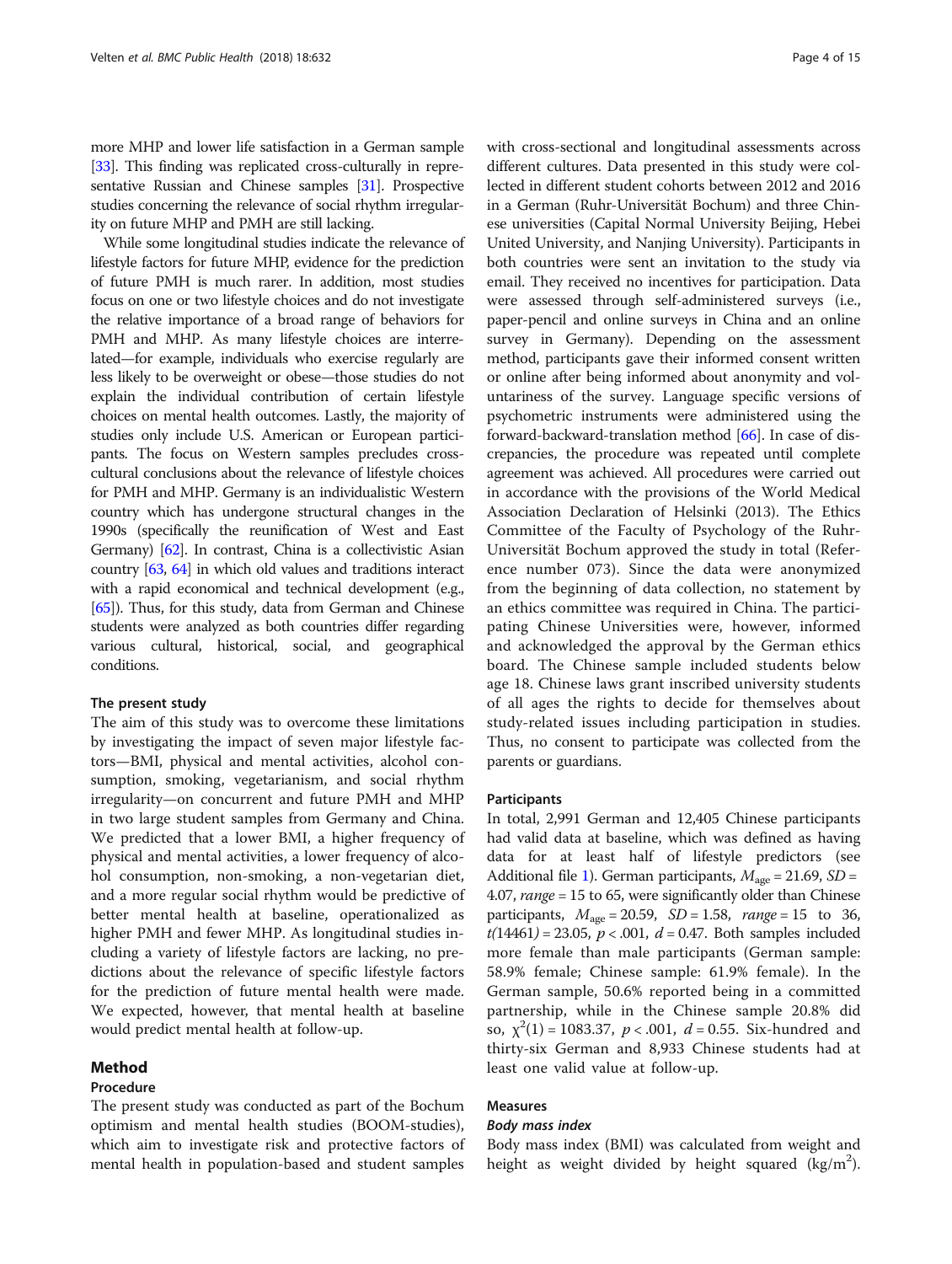more MHP and lower life satisfaction in a German sample [33]. This finding was replicated cross-culturally in representative Russian and Chinese samples [31]. Prospective studies concerning the relevance of social rhythm irregularity on future MHP and PMH are still lacking.

While some longitudinal studies indicate the relevance of lifestyle factors for future MHP, evidence for the prediction of future PMH is much rarer. In addition, most studies focus on one or two lifestyle choices and do not investigate the relative importance of a broad range of behaviors for PMH and MHP. As many lifestyle choices are interrelated—for example, individuals who exercise regularly are less likely to be overweight or obese—those studies do not explain the individual contribution of certain lifestyle choices on mental health outcomes. Lastly, the majority of studies only include U.S. American or European participants. The focus on Western samples precludes cross-cultural conclusions about the relevance of lifestyle choices for PMH and MHP. Germany is an individualistic Western country which has undergone structural changes in the 1990s (specifically the reunification of West and East Germany) [62]. In contrast, China is a collectivistic Asian country [63, 64] in which old values and traditions interact with a rapid economical and technical development (e.g., [65]). Thus, for this study, data from German and Chinese students were analyzed as both countries differ regarding various cultural, historical, social, and geographical conditions.

### The present study

The aim of this study was to overcome these limitations by investigating the impact of seven major lifestyle factors—BMI, physical and mental activities, alcohol consumption, smoking, vegetarianism, and social rhythm irregularity—on concurrent and future PMH and MHP in two large student samples from Germany and China. We predicted that a lower BMI, a higher frequency of physical and mental activities, a lower frequency of alcohol consumption, non-smoking, a non-vegetarian diet, and a more regular social rhythm would be predictive of better mental health at baseline, operationalized as higher PMH and fewer MHP. As longitudinal studies including a variety of lifestyle factors are lacking, no predictions about the relevance of specific lifestyle factors for the prediction of future mental health were made. We expected, however, that mental health at baseline would predict mental health at follow-up.

## Method

### Procedure

The present study was conducted as part of the Bochum optimism and mental health studies (BOOM-studies), which aim to investigate risk and protective factors of mental health in population-based and student samples with cross-sectional and longitudinal assessments across different cultures. Data presented in this study were collected in different student cohorts between 2012 and 2016 in a German (Ruhr-Universität Bochum) and three Chinese universities (Capital Normal University Beijing, Hebei United University, and Nanjing University). Participants in both countries were sent an invitation to the study via email. They received no incentives for participation. Data were assessed through self-administered surveys (i.e., paper-pencil and online surveys in China and an online survey in Germany). Depending on the assessment method, participants gave their informed consent written or online after being informed about anonymity and voluntariness of the survey. Language specific versions of psychometric instruments were administered using the forward-backward-translation method [66]. In case of discrepancies, the procedure was repeated until complete agreement was achieved. All procedures were carried out in accordance with the provisions of the World Medical Association Declaration of Helsinki (2013). The Ethics Committee of the Faculty of Psychology of the Ruhr-Universität Bochum approved the study in total (Reference number 073). Since the data were anonymized from the beginning of data collection, no statement by an ethics committee was required in China. The participating Chinese Universities were, however, informed and acknowledged the approval by the German ethics board. The Chinese sample included students below age 18. Chinese laws grant inscribed university students of all ages the rights to decide for themselves about study-related issues including participation in studies. Thus, no consent to participate was collected from the parents or guardians.

### Participants

In total, 2,991 German and 12,405 Chinese participants had valid data at baseline, which was defined as having data for at least half of lifestyle predictors (see Additional file 1). German participants, $M_{age} = 21.69$, $SD = 4.07$, $range = 15$ to 65, were significantly older than Chinese participants, $M_{age} = 20.59$, $SD = 1.58$, $range = 15$ to 36, $t(14461) = 23.05$, $p < .001$, $d = 0.47$. Both samples included more female than male participants (German sample: 58.9% female; Chinese sample: 61.9% female). In the German sample, 50.6% reported being in a committed partnership, while in the Chinese sample 20.8% did so, $\chi^2(1) = 1083.37$, $p < .001$, $d = 0.55$. Six-hundred and thirty-six German and 8,933 Chinese students had at least one valid value at follow-up.

### Measures

#### *Body mass index*

Body mass index (BMI) was calculated from weight and height as weight divided by height squared ($kg/m^2$).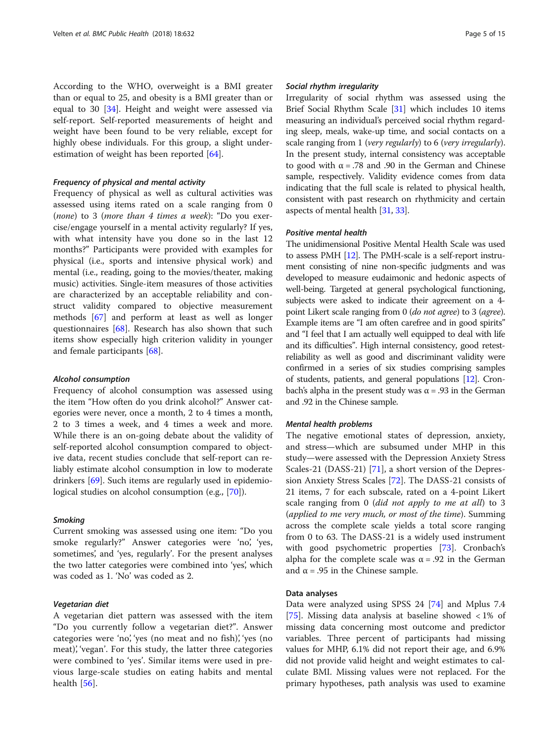According to the WHO, overweight is a BMI greater than or equal to 25, and obesity is a BMI greater than or equal to 30 [34]. Height and weight were assessed via self-report. Self-reported measurements of height and weight have been found to be very reliable, except for highly obese individuals. For this group, a slight underestimation of weight has been reported [64].

#### *Frequency of physical and mental activity*

Frequency of physical as well as cultural activities was assessed using items rated on a scale ranging from 0 (*none*) to 3 (*more than 4 times a week*): "Do you exercise/engage yourself in a mental activity regularly? If yes, with what intensity have you done so in the last 12 months?" Participants were provided with examples for physical (i.e., sports and intensive physical work) and mental (i.e., reading, going to the movies/theater, making music) activities. Single-item measures of those activities are characterized by an acceptable reliability and construct validity compared to objective measurement methods [67] and perform at least as well as longer questionnaires [68]. Research has also shown that such items show especially high criterion validity in younger and female participants [68].

#### *Alcohol consumption*

Frequency of alcohol consumption was assessed using the item "How often do you drink alcohol?" Answer categories were never, once a month, 2 to 4 times a month, 2 to 3 times a week, and 4 times a week and more. While there is an on-going debate about the validity of self-reported alcohol consumption compared to objective data, recent studies conclude that self-report can reliably estimate alcohol consumption in low to moderate drinkers [69]. Such items are regularly used in epidemiological studies on alcohol consumption (e.g., [70]).

#### *Smoking*

Current smoking was assessed using one item: "Do you smoke regularly?" Answer categories were 'no', 'yes, sometimes', and 'yes, regularly'. For the present analyses the two latter categories were combined into 'yes', which was coded as 1. 'No' was coded as 2.

#### *Vegetarian diet*

A vegetarian diet pattern was assessed with the item "Do you currently follow a vegetarian diet?". Answer categories were 'no', 'yes (no meat and no fish)', 'yes (no meat)', 'vegan'. For this study, the latter three categories were combined to 'yes'. Similar items were used in previous large-scale studies on eating habits and mental health [56].

#### *Social rhythm irregularity*

Irregularity of social rhythm was assessed using the Brief Social Rhythm Scale [31] which includes 10 items measuring an individual's perceived social rhythm regarding sleep, meals, wake-up time, and social contacts on a scale ranging from 1 (*very regularly*) to 6 (*very irregularly*). In the present study, internal consistency was acceptable to good with α = .78 and .90 in the German and Chinese sample, respectively. Validity evidence comes from data indicating that the full scale is related to physical health, consistent with past research on rhythmicity and certain aspects of mental health [31, 33].

#### *Positive mental health*

The unidimensional Positive Mental Health Scale was used to assess PMH [12]. The PMH-scale is a self-report instrument consisting of nine non-specific judgments and was developed to measure eudaimonic and hedonic aspects of well-being. Targeted at general psychological functioning, subjects were asked to indicate their agreement on a 4-point Likert scale ranging from 0 (*do not agree*) to 3 (*agree*). Example items are "I am often carefree and in good spirits" and "I feel that I am actually well equipped to deal with life and its difficulties". High internal consistency, good retest-reliability as well as good and discriminant validity were confirmed in a series of six studies comprising samples of students, patients, and general populations [12]. Cronbach's alpha in the present study was α = .93 in the German and .92 in the Chinese sample.

#### *Mental health problems*

The negative emotional states of depression, anxiety, and stress—which are subsumed under MHP in this study—were assessed with the Depression Anxiety Stress Scales-21 (DASS-21) [71], a short version of the Depression Anxiety Stress Scales [72]. The DASS-21 consists of 21 items, 7 for each subscale, rated on a 4-point Likert scale ranging from 0 (*did not apply to me at all*) to 3 (*applied to me very much, or most of the time*). Summing across the complete scale yields a total score ranging from 0 to 63. The DASS-21 is a widely used instrument with good psychometric properties [73]. Cronbach's alpha for the complete scale was α = .92 in the German and α = .95 in the Chinese sample.

### Data analyses

Data were analyzed using SPSS 24 [74] and Mplus 7.4 [75]. Missing data analysis at baseline showed < 1% of missing data concerning most outcome and predictor variables. Three percent of participants had missing values for MHP, 6.1% did not report their age, and 6.9% did not provide valid height and weight estimates to calculate BMI. Missing values were not replaced. For the primary hypotheses, path analysis was used to examine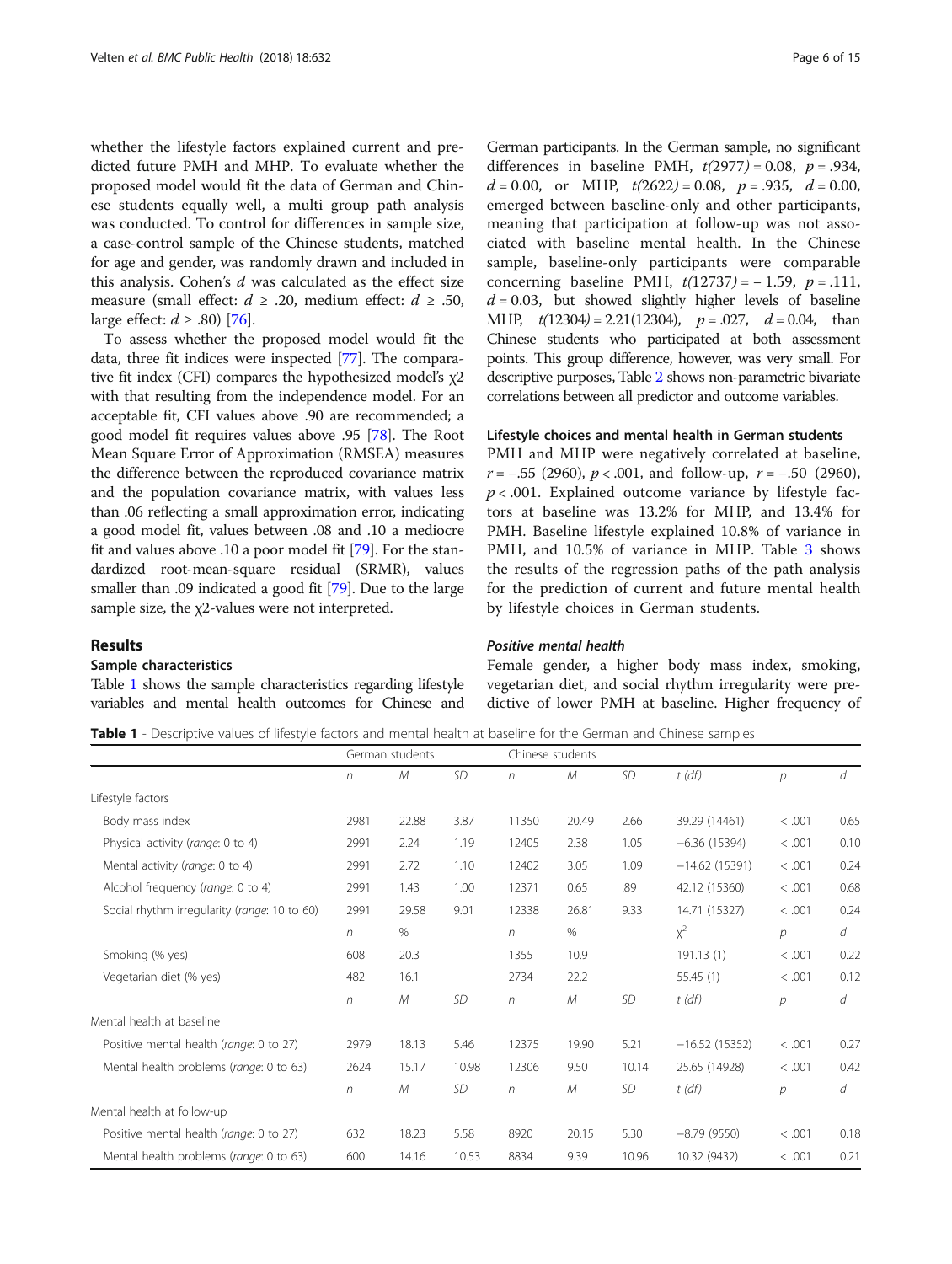whether the lifestyle factors explained current and predicted future PMH and MHP. To evaluate whether the proposed model would fit the data of German and Chinese students equally well, a multi group path analysis was conducted. To control for differences in sample size, a case-control sample of the Chinese students, matched for age and gender, was randomly drawn and included in this analysis. Cohen's $d$ was calculated as the effect size measure (small effect: $d \geq .20$, medium effect: $d \geq .50$, large effect: $d \geq .80$) [76].

To assess whether the proposed model would fit the data, three fit indices were inspected [77]. The comparative fit index (CFI) compares the hypothesized model's $\chi 2$ with that resulting from the independence model. For an acceptable fit, CFI values above .90 are recommended; a good model fit requires values above .95 [78]. The Root Mean Square Error of Approximation (RMSEA) measures the difference between the reproduced covariance matrix and the population covariance matrix, with values less than .06 reflecting a small approximation error, indicating a good model fit, values between .08 and .10 a mediocre fit and values above .10 a poor model fit [79]. For the standardized root-mean-square residual (SRMR), values smaller than .09 indicated a good fit [79]. Due to the large sample size, the $\chi 2$-values were not interpreted.

## Results

### Sample characteristics

Table 1 shows the sample characteristics regarding lifestyle variables and mental health outcomes for Chinese and German participants. In the German sample, no significant differences in baseline PMH, $t(2977) = 0.08$, $p = .934$, $d = 0.00$, or MHP, $t(2622) = 0.08$, $p = .935$, $d = 0.00$, emerged between baseline-only and other participants, meaning that participation at follow-up was not associated with baseline mental health. In the Chinese sample, baseline-only participants were comparable concerning baseline PMH, $t(12737) = -1.59$, $p = .111$, $d = 0.03$, but showed slightly higher levels of baseline MHP, $t(12304) = 2.21(12304)$, $p = .027$, $d = 0.04$, than Chinese students who participated at both assessment points. This group difference, however, was very small. For descriptive purposes, Table 2 shows non-parametric bivariate correlations between all predictor and outcome variables.

### Lifestyle choices and mental health in German students

PMH and MHP were negatively correlated at baseline, $r = -.55$ (2960), $p < .001$, and follow-up, $r = -.50$ (2960), $p < .001$. Explained outcome variance by lifestyle factors at baseline was 13.2% for MHP, and 13.4% for PMH. Baseline lifestyle explained 10.8% of variance in PMH, and 10.5% of variance in MHP. Table 3 shows the results of the regression paths of the path analysis for the prediction of current and future mental health by lifestyle choices in German students.

#### *Positive mental health*

Female gender, a higher body mass index, smoking, vegetarian diet, and social rhythm irregularity were predictive of lower PMH at baseline. Higher frequency of

**Table 1** - Descriptive values of lifestyle factors and mental health at baseline for the German and Chinese samples

| | German students | | | Chinese students | | | | | |
|---|---|---|---|---|---|---|---|---|---|
| | *n* | *M* | *SD* | *n* | *M* | *SD* | *t (df)* | *p* | *d* |
| Lifestyle factors | | | | | | | | | |
| Body mass index | 2981 | 22.88 | 3.87 | 11350 | 20.49 | 2.66 | 39.29 (14461) | < .001 | 0.65 |
| Physical activity (*range*: 0 to 4) | 2991 | 2.24 | 1.19 | 12405 | 2.38 | 1.05 | −6.36 (15394) | < .001 | 0.10 |
| Mental activity (*range*: 0 to 4) | 2991 | 2.72 | 1.10 | 12402 | 3.05 | 1.09 | −14.62 (15391) | < .001 | 0.24 |
| Alcohol frequency (*range*: 0 to 4) | 2991 | 1.43 | 1.00 | 12371 | 0.65 | .89 | 42.12 (15360) | < .001 | 0.68 |
| Social rhythm irregularity (*range*: 10 to 60) | 2991 | 29.58 | 9.01 | 12338 | 26.81 | 9.33 | 14.71 (15327) | < .001 | 0.24 |
| | *n* | % | | *n* | % | | $\chi^2$ | *p* | *d* |
| Smoking (% yes) | 608 | 20.3 | | 1355 | 10.9 | | 191.13 (1) | < .001 | 0.22 |
| Vegetarian diet (% yes) | 482 | 16.1 | | 2734 | 22.2 | | 55.45 (1) | < .001 | 0.12 |
| | *n* | *M* | *SD* | *n* | *M* | *SD* | *t (df)* | *p* | *d* |
| Mental health at baseline | | | | | | | | | |
| Positive mental health (*range*: 0 to 27) | 2979 | 18.13 | 5.46 | 12375 | 19.90 | 5.21 | −16.52 (15352) | < .001 | 0.27 |
| Mental health problems (*range*: 0 to 63) | 2624 | 15.17 | 10.98 | 12306 | 9.50 | 10.14 | 25.65 (14928) | < .001 | 0.42 |
| | *n* | *M* | *SD* | *n* | *M* | *SD* | *t (df)* | *p* | *d* |
| Mental health at follow-up | | | | | | | | | |
| Positive mental health (*range*: 0 to 27) | 632 | 18.23 | 5.58 | 8920 | 20.15 | 5.30 | −8.79 (9550) | < .001 | 0.18 |
| Mental health problems (*range*: 0 to 63) | 600 | 14.16 | 10.53 | 8834 | 9.39 | 10.96 | 10.32 (9432) | < .001 | 0.21 |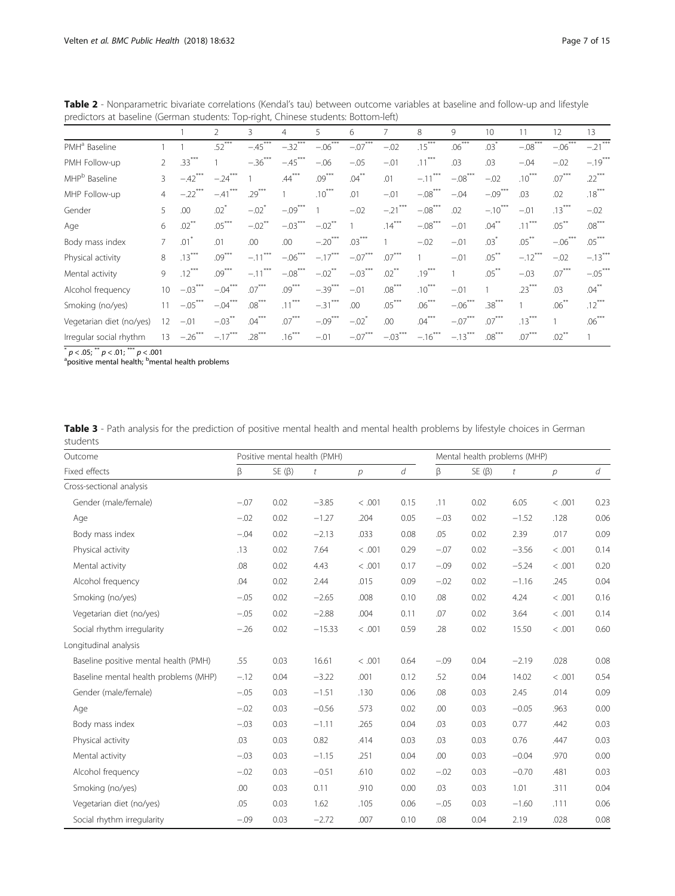**Table 2** - Nonparametric bivariate correlations (Kendal's tau) between outcome variables at baseline and follow-up and lifestyle predictors at baseline (German students: Top-right, Chinese students: Bottom-left)

| | | 1 | 2 | 3 | 4 | 5 | 6 | 7 | 8 | 9 | 10 | 11 | 12 | 13 |
|---|---|---|---|---|---|---|---|---|---|---|---|---|---|---|
| PMH[a] Baseline | 1 | 1 | .52*** | −.45*** | −.32*** | −.06*** | −.07*** | −.02 | .15*** | .06*** | .03* | −.08*** | −.06*** | −.21*** |
| PMH Follow-up | 2 | .33*** | 1 | −.36*** | −.45*** | −.06 | −.05 | −.01 | .11*** | .03 | .03 | −.04 | −.02 | −.19*** |
| MHP[b] Baseline | 3 | −.42*** | −.24*** | 1 | .44*** | .09*** | .04** | .01 | −.11*** | −.08*** | −.02 | .10*** | .07*** | .22*** |
| MHP Follow-up | 4 | −.22*** | −.41*** | .29*** | 1 | .10*** | .01 | −.01 | −.08*** | −.04 | −.09*** | .03 | .02 | .18*** |
| Gender | 5 | .00 | .02* | −.02* | −.09*** | 1 | −.02 | −.21*** | −.08*** | .02 | −.10*** | −.01 | .13*** | −.02 |
| Age | 6 | .02** | .05*** | −.02** | −.03*** | −.02** | 1 | .14*** | −.08*** | −.01 | .04** | .11*** | .05** | .08*** |
| Body mass index | 7 | .01* | .01 | .00 | .00 | −.20*** | .03*** | 1 | −.02 | −.01 | .03* | .05** | −.06*** | .05*** |
| Physical activity | 8 | .13*** | .09*** | −.11*** | −.06*** | −.17*** | −.07*** | .07*** | 1 | −.01 | .05** | −.12*** | −.02 | −.13*** |
| Mental activity | 9 | .12*** | .09*** | −.11*** | −.08*** | −.02** | −.03*** | .02** | .19*** | 1 | .05** | −.03 | .07*** | −.05*** |
| Alcohol frequency | 10 | −.03*** | −.04*** | .07*** | .09*** | −.39*** | −.01 | .08*** | .10*** | −.01 | 1 | .23*** | .03 | .04** |
| Smoking (no/yes) | 11 | −.05*** | −.04*** | .08*** | .11*** | −.31*** | .00 | .05*** | .06*** | −.06*** | .38*** | 1 | .06** | .12*** |
| Vegetarian diet (no/yes) | 12 | −.01 | −.03** | .04*** | .07*** | −.09*** | −.02* | .00 | .04*** | −.07*** | .07*** | .13*** | 1 | .06*** |
| Irregular social rhythm | 13 | −.26*** | −.17*** | .28*** | .16*** | −.01 | −.07*** | −.03*** | −.16*** | −.13*** | .08*** | .07*** | .02** | 1 |

* $p < .05$; ** $p < .01$; *** $p < .001$
[a]positive mental health; [b]mental health problems

**Table 3** - Path analysis for the prediction of positive mental health and mental health problems by lifestyle choices in German students

| Outcome | Positive mental health (PMH) | | | | | Mental health problems (MHP) | | | | |
|---|---|---|---|---|---|---|---|---|---|---|
| Fixed effects | β | SE (β) | *t* | *p* | *d* | β | SE (β) | *t* | *p* | *d* |
| Cross-sectional analysis | | | | | | | | | | |
| Gender (male/female) | −.07 | 0.02 | −3.85 | < .001 | 0.15 | .11 | 0.02 | 6.05 | < .001 | 0.23 |
| Age | −.02 | 0.02 | −1.27 | .204 | 0.05 | −.03 | 0.02 | −1.52 | .128 | 0.06 |
| Body mass index | −.04 | 0.02 | −2.13 | .033 | 0.08 | .05 | 0.02 | 2.39 | .017 | 0.09 |
| Physical activity | .13 | 0.02 | 7.64 | < .001 | 0.29 | −.07 | 0.02 | −3.56 | < .001 | 0.14 |
| Mental activity | .08 | 0.02 | 4.43 | < .001 | 0.17 | −.09 | 0.02 | −5.24 | < .001 | 0.20 |
| Alcohol frequency | .04 | 0.02 | 2.44 | .015 | 0.09 | −.02 | 0.02 | −1.16 | .245 | 0.04 |
| Smoking (no/yes) | −.05 | 0.02 | −2.65 | .008 | 0.10 | .08 | 0.02 | 4.24 | < .001 | 0.16 |
| Vegetarian diet (no/yes) | −.05 | 0.02 | −2.88 | .004 | 0.11 | .07 | 0.02 | 3.64 | < .001 | 0.14 |
| Social rhythm irregularity | −.26 | 0.02 | −15.33 | < .001 | 0.59 | .28 | 0.02 | 15.50 | < .001 | 0.60 |
| Longitudinal analysis | | | | | | | | | | |
| Baseline positive mental health (PMH) | .55 | 0.03 | 16.61 | < .001 | 0.64 | −.09 | 0.04 | −2.19 | .028 | 0.08 |
| Baseline mental health problems (MHP) | −.12 | 0.04 | −3.22 | .001 | 0.12 | .52 | 0.04 | 14.02 | < .001 | 0.54 |
| Gender (male/female) | −.05 | 0.03 | −1.51 | .130 | 0.06 | .08 | 0.03 | 2.45 | .014 | 0.09 |
| Age | −.02 | 0.03 | −0.56 | .573 | 0.02 | .00 | 0.03 | −0.05 | .963 | 0.00 |
| Body mass index | −.03 | 0.03 | −1.11 | .265 | 0.04 | .03 | 0.03 | 0.77 | .442 | 0.03 |
| Physical activity | .03 | 0.03 | 0.82 | .414 | 0.03 | .03 | 0.03 | 0.76 | .447 | 0.03 |
| Mental activity | −.03 | 0.03 | −1.15 | .251 | 0.04 | .00 | 0.03 | −0.04 | .970 | 0.00 |
| Alcohol frequency | −.02 | 0.03 | −0.51 | .610 | 0.02 | −.02 | 0.03 | −0.70 | .481 | 0.03 |
| Smoking (no/yes) | .00 | 0.03 | 0.11 | .910 | 0.00 | .03 | 0.03 | 1.01 | .311 | 0.04 |
| Vegetarian diet (no/yes) | .05 | 0.03 | 1.62 | .105 | 0.06 | −.05 | 0.03 | −1.60 | .111 | 0.06 |
| Social rhythm irregularity | −.09 | 0.03 | −2.72 | .007 | 0.10 | .08 | 0.04 | 2.19 | .028 | 0.08 |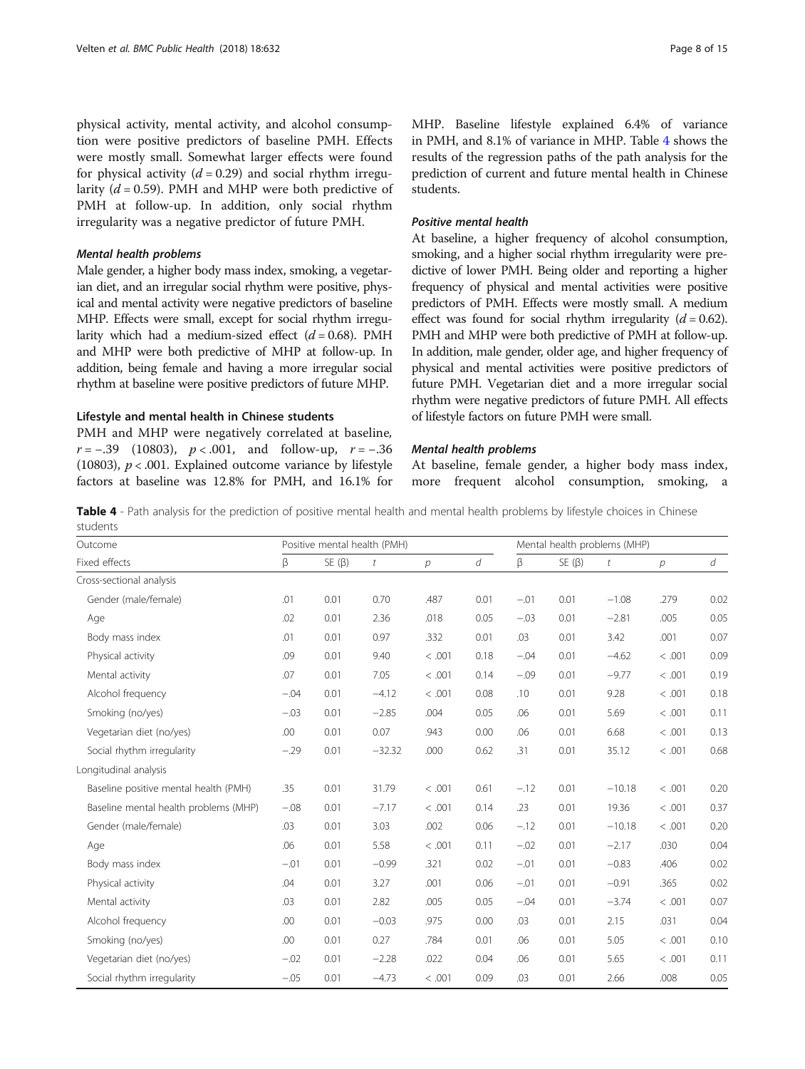physical activity, mental activity, and alcohol consumption were positive predictors of baseline PMH. Effects were mostly small. Somewhat larger effects were found for physical activity ($d = 0.29$) and social rhythm irregularity ($d = 0.59$). PMH and MHP were both predictive of PMH at follow-up. In addition, only social rhythm irregularity was a negative predictor of future PMH.

#### Mental health problems

Male gender, a higher body mass index, smoking, a vegetarian diet, and an irregular social rhythm were positive, physical and mental activity were negative predictors of baseline MHP. Effects were small, except for social rhythm irregularity which had a medium-sized effect ($d = 0.68$). PMH and MHP were both predictive of MHP at follow-up. In addition, being female and having a more irregular social rhythm at baseline were positive predictors of future MHP.

### Lifestyle and mental health in Chinese students

PMH and MHP were negatively correlated at baseline, $r = -.39$ (10803), $p < .001$, and follow-up, $r = -.36$ (10803), $p < .001$. Explained outcome variance by lifestyle factors at baseline was 12.8% for PMH, and 16.1% for MHP. Baseline lifestyle explained 6.4% of variance in PMH, and 8.1% of variance in MHP. Table 4 shows the results of the regression paths of the path analysis for the prediction of current and future mental health in Chinese students.

#### Positive mental health

At baseline, a higher frequency of alcohol consumption, smoking, and a higher social rhythm irregularity were predictive of lower PMH. Being older and reporting a higher frequency of physical and mental activities were positive predictors of PMH. Effects were mostly small. A medium effect was found for social rhythm irregularity ($d = 0.62$). PMH and MHP were both predictive of PMH at follow-up. In addition, male gender, older age, and higher frequency of physical and mental activities were positive predictors of future PMH. Vegetarian diet and a more irregular social rhythm were negative predictors of future PMH. All effects of lifestyle factors on future PMH were small.

#### Mental health problems

At baseline, female gender, a higher body mass index, more frequent alcohol consumption, smoking, a

**Table 4** - Path analysis for the prediction of positive mental health and mental health problems by lifestyle choices in Chinese students

| Outcome | Positive mental health (PMH) | | | | | Mental health problems (MHP) | | | | |
|---|---|---|---|---|---|---|---|---|---|---|
| Fixed effects | β | SE (β) | *t* | *p* | *d* | β | SE (β) | *t* | *p* | *d* |
| Cross-sectional analysis | | | | | | | | | | |
| Gender (male/female) | .01 | 0.01 | 0.70 | .487 | 0.01 | −.01 | 0.01 | −1.08 | .279 | 0.02 |
| Age | .02 | 0.01 | 2.36 | .018 | 0.05 | −.03 | 0.01 | −2.81 | .005 | 0.05 |
| Body mass index | .01 | 0.01 | 0.97 | .332 | 0.01 | .03 | 0.01 | 3.42 | .001 | 0.07 |
| Physical activity | .09 | 0.01 | 9.40 | < .001 | 0.18 | −.04 | 0.01 | −4.62 | < .001 | 0.09 |
| Mental activity | .07 | 0.01 | 7.05 | < .001 | 0.14 | −.09 | 0.01 | −9.77 | < .001 | 0.19 |
| Alcohol frequency | −.04 | 0.01 | −4.12 | < .001 | 0.08 | .10 | 0.01 | 9.28 | < .001 | 0.18 |
| Smoking (no/yes) | −.03 | 0.01 | −2.85 | .004 | 0.05 | .06 | 0.01 | 5.69 | < .001 | 0.11 |
| Vegetarian diet (no/yes) | .00 | 0.01 | 0.07 | .943 | 0.00 | .06 | 0.01 | 6.68 | < .001 | 0.13 |
| Social rhythm irregularity | −.29 | 0.01 | −32.32 | .000 | 0.62 | .31 | 0.01 | 35.12 | < .001 | 0.68 |
| Longitudinal analysis | | | | | | | | | | |
| Baseline positive mental health (PMH) | .35 | 0.01 | 31.79 | < .001 | 0.61 | −.12 | 0.01 | −10.18 | < .001 | 0.20 |
| Baseline mental health problems (MHP) | −.08 | 0.01 | −7.17 | < .001 | 0.14 | .23 | 0.01 | 19.36 | < .001 | 0.37 |
| Gender (male/female) | .03 | 0.01 | 3.03 | .002 | 0.06 | −.12 | 0.01 | −10.18 | < .001 | 0.20 |
| Age | .06 | 0.01 | 5.58 | < .001 | 0.11 | −.02 | 0.01 | −2.17 | .030 | 0.04 |
| Body mass index | −.01 | 0.01 | −0.99 | .321 | 0.02 | −.01 | 0.01 | −0.83 | .406 | 0.02 |
| Physical activity | .04 | 0.01 | 3.27 | .001 | 0.06 | −.01 | 0.01 | −0.91 | .365 | 0.02 |
| Mental activity | .03 | 0.01 | 2.82 | .005 | 0.05 | −.04 | 0.01 | −3.74 | < .001 | 0.07 |
| Alcohol frequency | .00 | 0.01 | −0.03 | .975 | 0.00 | .03 | 0.01 | 2.15 | .031 | 0.04 |
| Smoking (no/yes) | .00 | 0.01 | 0.27 | .784 | 0.01 | .06 | 0.01 | 5.05 | < .001 | 0.10 |
| Vegetarian diet (no/yes) | −.02 | 0.01 | −2.28 | .022 | 0.04 | .06 | 0.01 | 5.65 | < .001 | 0.11 |
| Social rhythm irregularity | −.05 | 0.01 | −4.73 | < .001 | 0.09 | .03 | 0.01 | 2.66 | .008 | 0.05 |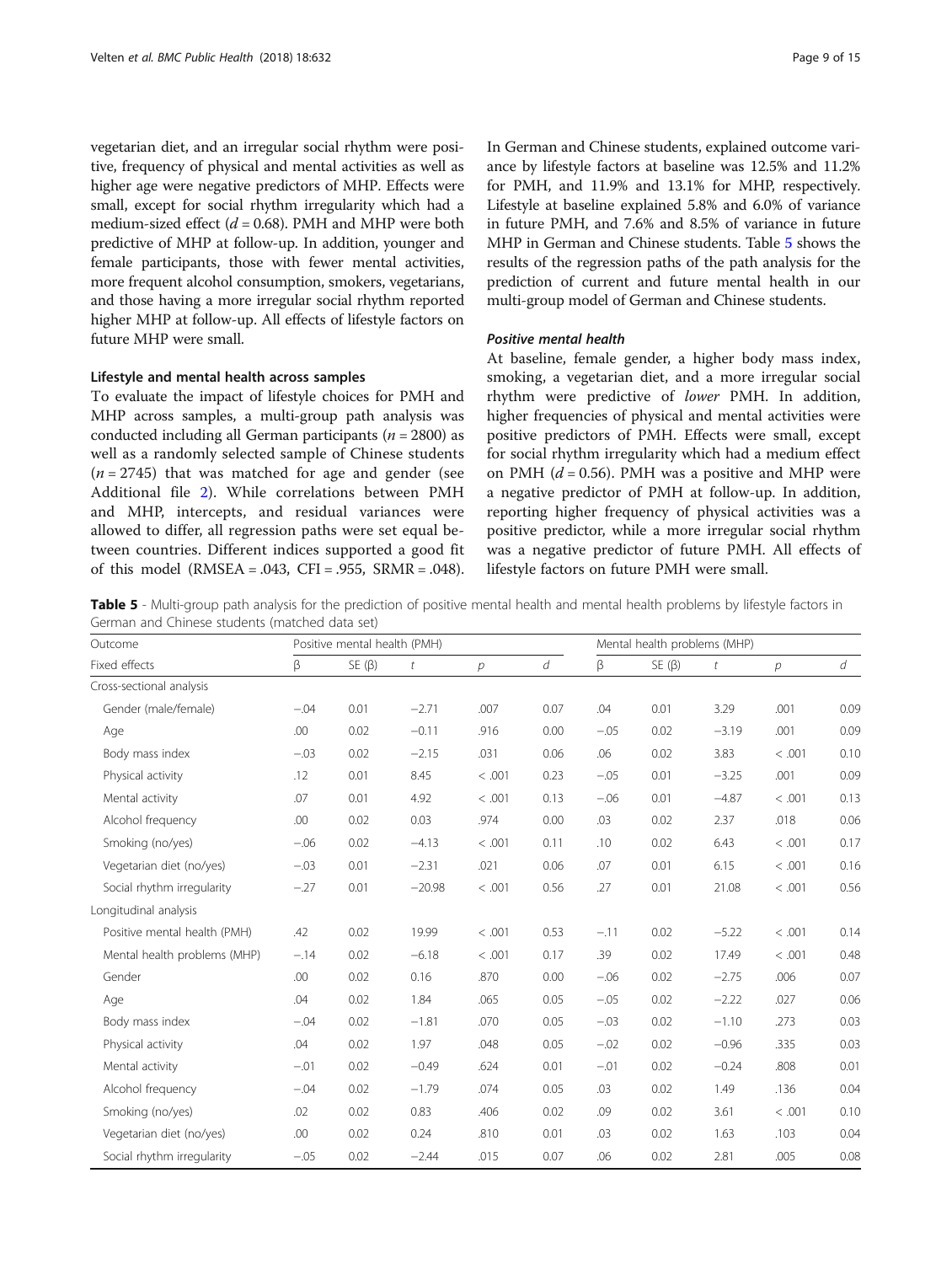vegetarian diet, and an irregular social rhythm were positive, frequency of physical and mental activities as well as higher age were negative predictors of MHP. Effects were small, except for social rhythm irregularity which had a medium-sized effect ($d = 0.68$). PMH and MHP were both predictive of MHP at follow-up. In addition, younger and female participants, those with fewer mental activities, more frequent alcohol consumption, smokers, vegetarians, and those having a more irregular social rhythm reported higher MHP at follow-up. All effects of lifestyle factors on future MHP were small.

### Lifestyle and mental health across samples

To evaluate the impact of lifestyle choices for PMH and MHP across samples, a multi-group path analysis was conducted including all German participants ($n = 2800$) as well as a randomly selected sample of Chinese students ($n = 2745$) that was matched for age and gender (see Additional file 2). While correlations between PMH and MHP, intercepts, and residual variances were allowed to differ, all regression paths were set equal between countries. Different indices supported a good fit of this model (RMSEA = .043, CFI = .955, SRMR = .048). In German and Chinese students, explained outcome variance by lifestyle factors at baseline was 12.5% and 11.2% for PMH, and 11.9% and 13.1% for MHP, respectively. Lifestyle at baseline explained 5.8% and 6.0% of variance in future PMH, and 7.6% and 8.5% of variance in future MHP in German and Chinese students. Table 5 shows the results of the regression paths of the path analysis for the prediction of current and future mental health in our multi-group model of German and Chinese students.

#### *Positive mental health*

At baseline, female gender, a higher body mass index, smoking, a vegetarian diet, and a more irregular social rhythm were predictive of *lower* PMH. In addition, higher frequencies of physical and mental activities were positive predictors of PMH. Effects were small, except for social rhythm irregularity which had a medium effect on PMH ($d = 0.56$). PMH was a positive and MHP were a negative predictor of PMH at follow-up. In addition, reporting higher frequency of physical activities was a positive predictor, while a more irregular social rhythm was a negative predictor of future PMH. All effects of lifestyle factors on future PMH were small.

**Table 5** - Multi-group path analysis for the prediction of positive mental health and mental health problems by lifestyle factors in German and Chinese students (matched data set)

| Outcome | Positive mental health (PMH) | | | | | Mental health problems (MHP) | | | | |
|---|---|---|---|---|---|---|---|---|---|---|
| Fixed effects | β | SE (β) | *t* | *p* | *d* | β | SE (β) | *t* | *p* | *d* |
| Cross-sectional analysis | | | | | | | | | | |
| Gender (male/female) | −.04 | 0.01 | −2.71 | .007 | 0.07 | .04 | 0.01 | 3.29 | .001 | 0.09 |
| Age | .00 | 0.02 | −0.11 | .916 | 0.00 | −.05 | 0.02 | −3.19 | .001 | 0.09 |
| Body mass index | −.03 | 0.02 | −2.15 | .031 | 0.06 | .06 | 0.02 | 3.83 | < .001 | 0.10 |
| Physical activity | .12 | 0.01 | 8.45 | < .001 | 0.23 | −.05 | 0.01 | −3.25 | .001 | 0.09 |
| Mental activity | .07 | 0.01 | 4.92 | < .001 | 0.13 | −.06 | 0.01 | −4.87 | < .001 | 0.13 |
| Alcohol frequency | .00 | 0.02 | 0.03 | .974 | 0.00 | .03 | 0.02 | 2.37 | .018 | 0.06 |
| Smoking (no/yes) | −.06 | 0.02 | −4.13 | < .001 | 0.11 | .10 | 0.02 | 6.43 | < .001 | 0.17 |
| Vegetarian diet (no/yes) | −.03 | 0.01 | −2.31 | .021 | 0.06 | .07 | 0.01 | 6.15 | < .001 | 0.16 |
| Social rhythm irregularity | −.27 | 0.01 | −20.98 | < .001 | 0.56 | .27 | 0.01 | 21.08 | < .001 | 0.56 |
| Longitudinal analysis | | | | | | | | | | |
| Positive mental health (PMH) | .42 | 0.02 | 19.99 | < .001 | 0.53 | −.11 | 0.02 | −5.22 | < .001 | 0.14 |
| Mental health problems (MHP) | −.14 | 0.02 | −6.18 | < .001 | 0.17 | .39 | 0.02 | 17.49 | < .001 | 0.48 |
| Gender | .00 | 0.02 | 0.16 | .870 | 0.00 | −.06 | 0.02 | −2.75 | .006 | 0.07 |
| Age | .04 | 0.02 | 1.84 | .065 | 0.05 | −.05 | 0.02 | −2.22 | .027 | 0.06 |
| Body mass index | −.04 | 0.02 | −1.81 | .070 | 0.05 | −.03 | 0.02 | −1.10 | .273 | 0.03 |
| Physical activity | .04 | 0.02 | 1.97 | .048 | 0.05 | −.02 | 0.02 | −0.96 | .335 | 0.03 |
| Mental activity | −.01 | 0.02 | −0.49 | .624 | 0.01 | −.01 | 0.02 | −0.24 | .808 | 0.01 |
| Alcohol frequency | −.04 | 0.02 | −1.79 | .074 | 0.05 | .03 | 0.02 | 1.49 | .136 | 0.04 |
| Smoking (no/yes) | .02 | 0.02 | 0.83 | .406 | 0.02 | .09 | 0.02 | 3.61 | < .001 | 0.10 |
| Vegetarian diet (no/yes) | .00 | 0.02 | 0.24 | .810 | 0.01 | .03 | 0.02 | 1.63 | .103 | 0.04 |
| Social rhythm irregularity | −.05 | 0.02 | −2.44 | .015 | 0.07 | .06 | 0.02 | 2.81 | .005 | 0.08 |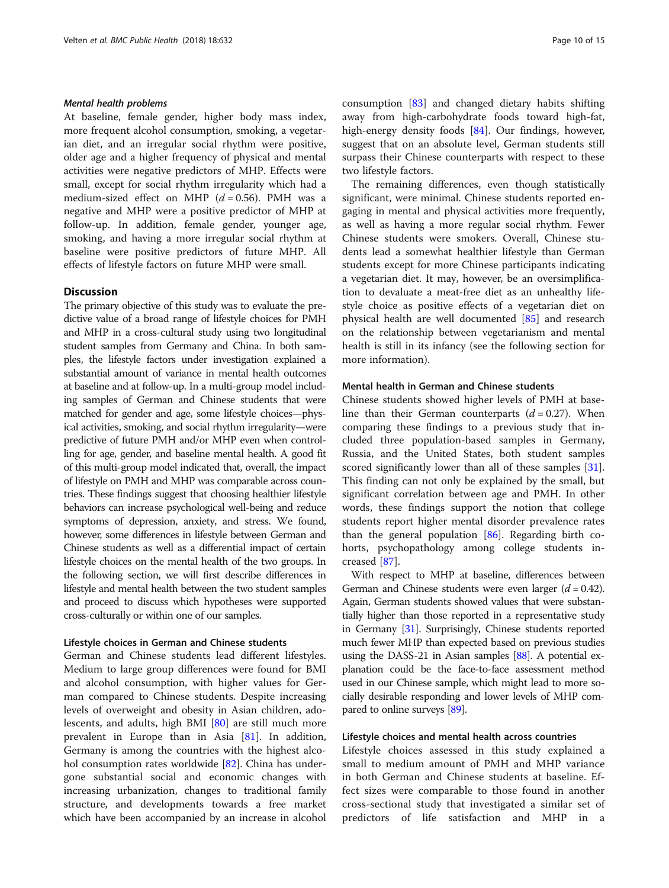#### *Mental health problems*

At baseline, female gender, higher body mass index, more frequent alcohol consumption, smoking, a vegetarian diet, and an irregular social rhythm were positive, older age and a higher frequency of physical and mental activities were negative predictors of MHP. Effects were small, except for social rhythm irregularity which had a medium-sized effect on MHP ($d = 0.56$). PMH was a negative and MHP were a positive predictor of MHP at follow-up. In addition, female gender, younger age, smoking, and having a more irregular social rhythm at baseline were positive predictors of future MHP. All effects of lifestyle factors on future MHP were small.

## Discussion

The primary objective of this study was to evaluate the predictive value of a broad range of lifestyle choices for PMH and MHP in a cross-cultural study using two longitudinal student samples from Germany and China. In both samples, the lifestyle factors under investigation explained a substantial amount of variance in mental health outcomes at baseline and at follow-up. In a multi-group model including samples of German and Chinese students that were matched for gender and age, some lifestyle choices—physical activities, smoking, and social rhythm irregularity—were predictive of future PMH and/or MHP even when controlling for age, gender, and baseline mental health. A good fit of this multi-group model indicated that, overall, the impact of lifestyle on PMH and MHP was comparable across countries. These findings suggest that choosing healthier lifestyle behaviors can increase psychological well-being and reduce symptoms of depression, anxiety, and stress. We found, however, some differences in lifestyle between German and Chinese students as well as a differential impact of certain lifestyle choices on the mental health of the two groups. In the following section, we will first describe differences in lifestyle and mental health between the two student samples and proceed to discuss which hypotheses were supported cross-culturally or within one of our samples.

### Lifestyle choices in German and Chinese students

German and Chinese students lead different lifestyles. Medium to large group differences were found for BMI and alcohol consumption, with higher values for German compared to Chinese students. Despite increasing levels of overweight and obesity in Asian children, adolescents, and adults, high BMI [80] are still much more prevalent in Europe than in Asia [81]. In addition, Germany is among the countries with the highest alcohol consumption rates worldwide [82]. China has undergone substantial social and economic changes with increasing urbanization, changes to traditional family structure, and developments towards a free market which have been accompanied by an increase in alcohol consumption [83] and changed dietary habits shifting away from high-carbohydrate foods toward high-fat, high-energy density foods [84]. Our findings, however, suggest that on an absolute level, German students still surpass their Chinese counterparts with respect to these two lifestyle factors.

The remaining differences, even though statistically significant, were minimal. Chinese students reported engaging in mental and physical activities more frequently, as well as having a more regular social rhythm. Fewer Chinese students were smokers. Overall, Chinese students lead a somewhat healthier lifestyle than German students except for more Chinese participants indicating a vegetarian diet. It may, however, be an oversimplification to devaluate a meat-free diet as an unhealthy lifestyle choice as positive effects of a vegetarian diet on physical health are well documented [85] and research on the relationship between vegetarianism and mental health is still in its infancy (see the following section for more information).

### Mental health in German and Chinese students

Chinese students showed higher levels of PMH at baseline than their German counterparts ($d = 0.27$). When comparing these findings to a previous study that included three population-based samples in Germany, Russia, and the United States, both student samples scored significantly lower than all of these samples [31]. This finding can not only be explained by the small, but significant correlation between age and PMH. In other words, these findings support the notion that college students report higher mental disorder prevalence rates than the general population [86]. Regarding birth cohorts, psychopathology among college students increased [87].

With respect to MHP at baseline, differences between German and Chinese students were even larger ($d = 0.42$). Again, German students showed values that were substantially higher than those reported in a representative study in Germany [31]. Surprisingly, Chinese students reported much fewer MHP than expected based on previous studies using the DASS-21 in Asian samples [88]. A potential explanation could be the face-to-face assessment method used in our Chinese sample, which might lead to more socially desirable responding and lower levels of MHP compared to online surveys [89].

### Lifestyle choices and mental health across countries

Lifestyle choices assessed in this study explained a small to medium amount of PMH and MHP variance in both German and Chinese students at baseline. Effect sizes were comparable to those found in another cross-sectional study that investigated a similar set of predictors of life satisfaction and MHP in a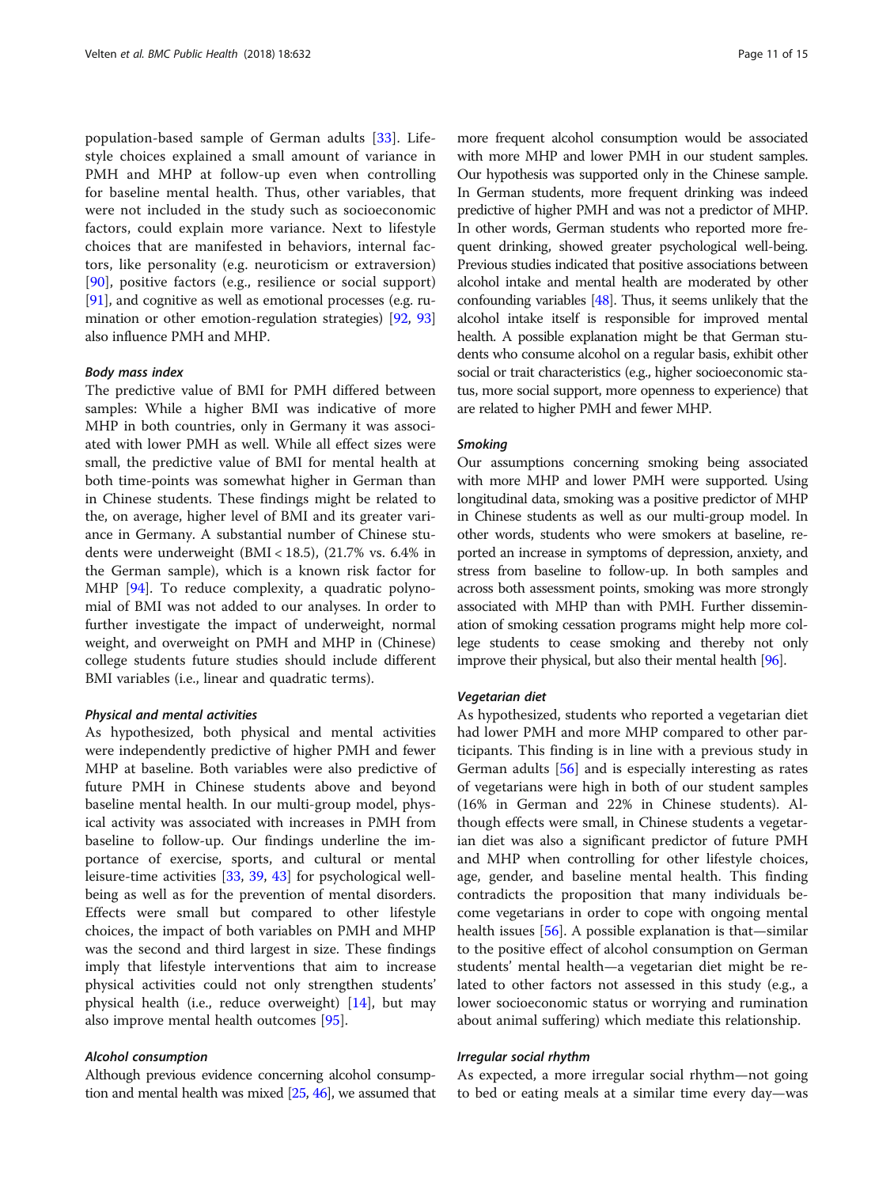population-based sample of German adults [33]. Lifestyle choices explained a small amount of variance in PMH and MHP at follow-up even when controlling for baseline mental health. Thus, other variables, that were not included in the study such as socioeconomic factors, could explain more variance. Next to lifestyle choices that are manifested in behaviors, internal factors, like personality (e.g. neuroticism or extraversion) [90], positive factors (e.g., resilience or social support) [91], and cognitive as well as emotional processes (e.g. rumination or other emotion-regulation strategies) [92, 93] also influence PMH and MHP.

#### *Body mass index*

The predictive value of BMI for PMH differed between samples: While a higher BMI was indicative of more MHP in both countries, only in Germany it was associated with lower PMH as well. While all effect sizes were small, the predictive value of BMI for mental health at both time-points was somewhat higher in German than in Chinese students. These findings might be related to the, on average, higher level of BMI and its greater variance in Germany. A substantial number of Chinese students were underweight (BMI < 18.5), (21.7% vs. 6.4% in the German sample), which is a known risk factor for MHP [94]. To reduce complexity, a quadratic polynomial of BMI was not added to our analyses. In order to further investigate the impact of underweight, normal weight, and overweight on PMH and MHP in (Chinese) college students future studies should include different BMI variables (i.e., linear and quadratic terms).

#### *Physical and mental activities*

As hypothesized, both physical and mental activities were independently predictive of higher PMH and fewer MHP at baseline. Both variables were also predictive of future PMH in Chinese students above and beyond baseline mental health. In our multi-group model, physical activity was associated with increases in PMH from baseline to follow-up. Our findings underline the importance of exercise, sports, and cultural or mental leisure-time activities [33, 39, 43] for psychological well-being as well as for the prevention of mental disorders. Effects were small but compared to other lifestyle choices, the impact of both variables on PMH and MHP was the second and third largest in size. These findings imply that lifestyle interventions that aim to increase physical activities could not only strengthen students' physical health (i.e., reduce overweight) [14], but may also improve mental health outcomes [95].

#### *Alcohol consumption*

Although previous evidence concerning alcohol consumption and mental health was mixed [25, 46], we assumed that more frequent alcohol consumption would be associated with more MHP and lower PMH in our student samples. Our hypothesis was supported only in the Chinese sample. In German students, more frequent drinking was indeed predictive of higher PMH and was not a predictor of MHP. In other words, German students who reported more frequent drinking, showed greater psychological well-being. Previous studies indicated that positive associations between alcohol intake and mental health are moderated by other confounding variables [48]. Thus, it seems unlikely that the alcohol intake itself is responsible for improved mental health. A possible explanation might be that German students who consume alcohol on a regular basis, exhibit other social or trait characteristics (e.g., higher socioeconomic status, more social support, more openness to experience) that are related to higher PMH and fewer MHP.

#### *Smoking*

Our assumptions concerning smoking being associated with more MHP and lower PMH were supported. Using longitudinal data, smoking was a positive predictor of MHP in Chinese students as well as our multi-group model. In other words, students who were smokers at baseline, reported an increase in symptoms of depression, anxiety, and stress from baseline to follow-up. In both samples and across both assessment points, smoking was more strongly associated with MHP than with PMH. Further dissemination of smoking cessation programs might help more college students to cease smoking and thereby not only improve their physical, but also their mental health [96].

#### *Vegetarian diet*

As hypothesized, students who reported a vegetarian diet had lower PMH and more MHP compared to other participants. This finding is in line with a previous study in German adults [56] and is especially interesting as rates of vegetarians were high in both of our student samples (16% in German and 22% in Chinese students). Although effects were small, in Chinese students a vegetarian diet was also a significant predictor of future PMH and MHP when controlling for other lifestyle choices, age, gender, and baseline mental health. This finding contradicts the proposition that many individuals become vegetarians in order to cope with ongoing mental health issues [56]. A possible explanation is that—similar to the positive effect of alcohol consumption on German students' mental health—a vegetarian diet might be related to other factors not assessed in this study (e.g., a lower socioeconomic status or worrying and rumination about animal suffering) which mediate this relationship.

#### *Irregular social rhythm*

As expected, a more irregular social rhythm—not going to bed or eating meals at a similar time every day—was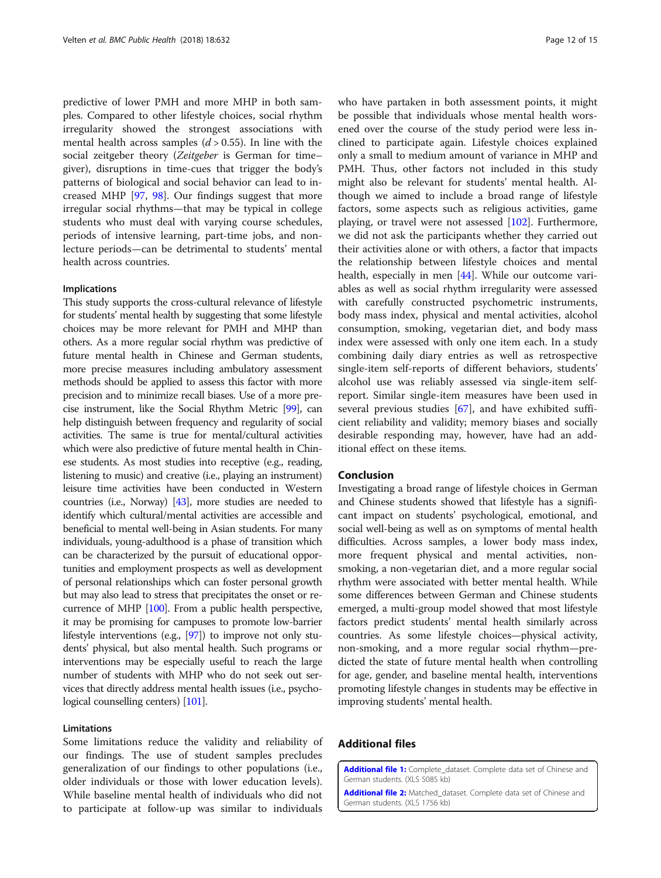predictive of lower PMH and more MHP in both samples. Compared to other lifestyle choices, social rhythm irregularity showed the strongest associations with mental health across samples ($d > 0.55$). In line with the social zeitgeber theory (*Zeitgeber* is German for time–giver), disruptions in time-cues that trigger the body's patterns of biological and social behavior can lead to increased MHP [97, 98]. Our findings suggest that more irregular social rhythms—that may be typical in college students who must deal with varying course schedules, periods of intensive learning, part-time jobs, and non-lecture periods—can be detrimental to students' mental health across countries.

### Implications

This study supports the cross-cultural relevance of lifestyle for students' mental health by suggesting that some lifestyle choices may be more relevant for PMH and MHP than others. As a more regular social rhythm was predictive of future mental health in Chinese and German students, more precise measures including ambulatory assessment methods should be applied to assess this factor with more precision and to minimize recall biases. Use of a more precise instrument, like the Social Rhythm Metric [99], can help distinguish between frequency and regularity of social activities. The same is true for mental/cultural activities which were also predictive of future mental health in Chinese students. As most studies into receptive (e.g., reading, listening to music) and creative (i.e., playing an instrument) leisure time activities have been conducted in Western countries (i.e., Norway) [43], more studies are needed to identify which cultural/mental activities are accessible and beneficial to mental well-being in Asian students. For many individuals, young-adulthood is a phase of transition which can be characterized by the pursuit of educational opportunities and employment prospects as well as development of personal relationships which can foster personal growth but may also lead to stress that precipitates the onset or recurrence of MHP [100]. From a public health perspective, it may be promising for campuses to promote low-barrier lifestyle interventions (e.g., [97]) to improve not only students' physical, but also mental health. Such programs or interventions may be especially useful to reach the large number of students with MHP who do not seek out services that directly address mental health issues (i.e., psychological counselling centers) [101].

### Limitations

Some limitations reduce the validity and reliability of our findings. The use of student samples precludes generalization of our findings to other populations (i.e., older individuals or those with lower education levels). While baseline mental health of individuals who did not to participate at follow-up was similar to individuals who have partaken in both assessment points, it might be possible that individuals whose mental health worsened over the course of the study period were less inclined to participate again. Lifestyle choices explained only a small to medium amount of variance in MHP and PMH. Thus, other factors not included in this study might also be relevant for students' mental health. Although we aimed to include a broad range of lifestyle factors, some aspects such as religious activities, game playing, or travel were not assessed [102]. Furthermore, we did not ask the participants whether they carried out their activities alone or with others, a factor that impacts the relationship between lifestyle choices and mental health, especially in men [44]. While our outcome variables as well as social rhythm irregularity were assessed with carefully constructed psychometric instruments, body mass index, physical and mental activities, alcohol consumption, smoking, vegetarian diet, and body mass index were assessed with only one item each. In a study combining daily diary entries as well as retrospective single-item self-reports of different behaviors, students' alcohol use was reliably assessed via single-item self-report. Similar single-item measures have been used in several previous studies [67], and have exhibited sufficient reliability and validity; memory biases and socially desirable responding may, however, have had an additional effect on these items.

## Conclusion

Investigating a broad range of lifestyle choices in German and Chinese students showed that lifestyle has a significant impact on students' psychological, emotional, and social well-being as well as on symptoms of mental health difficulties. Across samples, a lower body mass index, more frequent physical and mental activities, non-smoking, a non-vegetarian diet, and a more regular social rhythm were associated with better mental health. While some differences between German and Chinese students emerged, a multi-group model showed that most lifestyle factors predict students' mental health similarly across countries. As some lifestyle choices—physical activity, non-smoking, and a more regular social rhythm—predicted the state of future mental health when controlling for age, gender, and baseline mental health, interventions promoting lifestyle changes in students may be effective in improving students' mental health.

## Additional files

**Additional file 1:** Complete_dataset. Complete data set of Chinese and German students. (XLS 5085 kb)

**Additional file 2:** Matched_dataset. Complete data set of Chinese and German students. (XLS 1756 kb)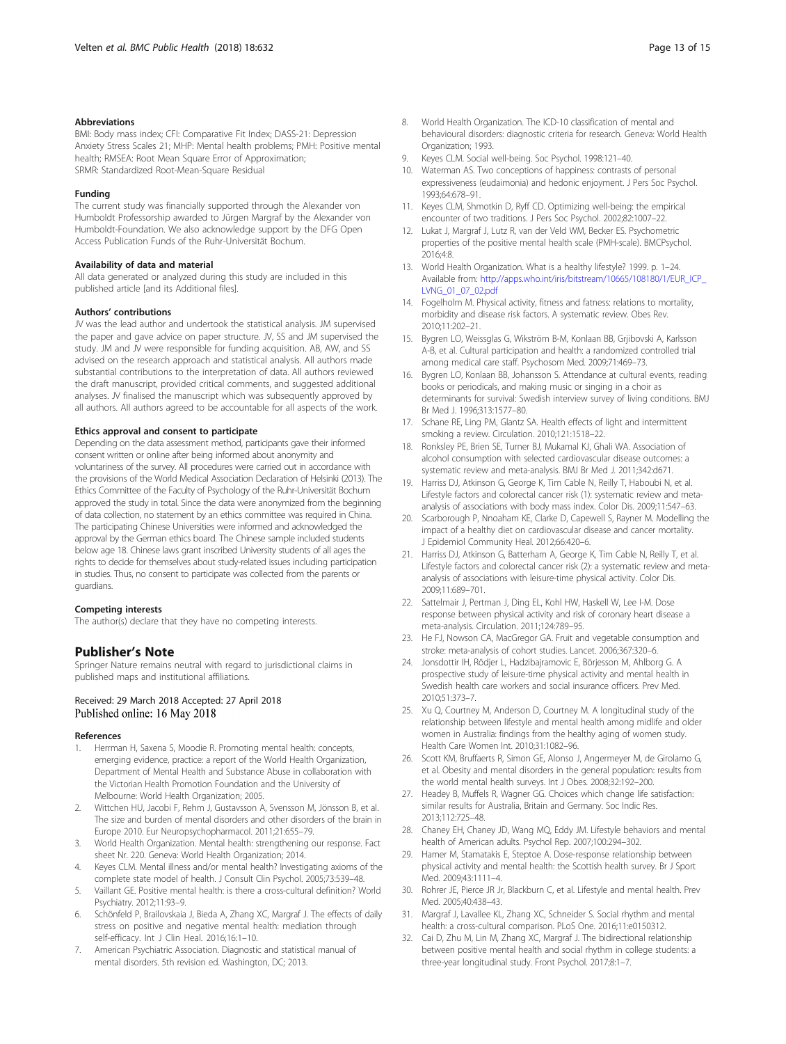#### Abbreviations

BMI: Body mass index; CFI: Comparative Fit Index; DASS-21: Depression Anxiety Stress Scales 21; MHP: Mental health problems; PMH: Positive mental health; RMSEA: Root Mean Square Error of Approximation; SRMR: Standardized Root-Mean-Square Residual

#### Funding

The current study was financially supported through the Alexander von Humboldt Professorship awarded to Jürgen Margraf by the Alexander von Humboldt-Foundation. We also acknowledge support by the DFG Open Access Publication Funds of the Ruhr-Universität Bochum.

#### Availability of data and material

All data generated or analyzed during this study are included in this published article [and its Additional files].

#### Authors' contributions

JV was the lead author and undertook the statistical analysis. JM supervised the paper and gave advice on paper structure. JV, SS and JM supervised the study. JM and JV were responsible for funding acquisition. AB, AW, and SS advised on the research approach and statistical analysis. All authors made substantial contributions to the interpretation of data. All authors reviewed the draft manuscript, provided critical comments, and suggested additional analyses. JV finalised the manuscript which was subsequently approved by all authors. All authors agreed to be accountable for all aspects of the work.

#### Ethics approval and consent to participate

Depending on the data assessment method, participants gave their informed consent written or online after being informed about anonymity and voluntariness of the survey. All procedures were carried out in accordance with the provisions of the World Medical Association Declaration of Helsinki (2013). The Ethics Committee of the Faculty of Psychology of the Ruhr-Universität Bochum approved the study in total. Since the data were anonymized from the beginning of data collection, no statement by an ethics committee was required in China. The participating Chinese Universities were informed and acknowledged the approval by the German ethics board. The Chinese sample included students below age 18. Chinese laws grant inscribed University students of all ages the rights to decide for themselves about study-related issues including participation in studies. Thus, no consent to participate was collected from the parents or guardians.

#### Competing interests

The author(s) declare that they have no competing interests.

## Publisher's Note

Springer Nature remains neutral with regard to jurisdictional claims in published maps and institutional affiliations.

Received: 29 March 2018 Accepted: 27 April 2018
Published online: 16 May 2018

#### References

1. Herrman H, Saxena S, Moodie R. Promoting mental health: concepts, emerging evidence, practice: a report of the World Health Organization, Department of Mental Health and Substance Abuse in collaboration with the Victorian Health Promotion Foundation and the University of Melbourne: World Health Organization; 2005.
2. Wittchen HU, Jacobi F, Rehm J, Gustavsson A, Svensson M, Jönsson B, et al. The size and burden of mental disorders and other disorders of the brain in Europe 2010. Eur Neuropsychopharmacol. 2011;21:655–79.
3. World Health Organization. Mental health: strengthening our response. Fact sheet Nr. 220. Geneva: World Health Organization; 2014.
4. Keyes CLM. Mental illness and/or mental health? Investigating axioms of the complete state model of health. J Consult Clin Psychol. 2005;73:539–48.
5. Vaillant GE. Positive mental health: is there a cross-cultural definition? World Psychiatry. 2012;11:93–9.
6. Schönfeld P, Brailovskaia J, Bieda A, Zhang XC, Margraf J. The effects of daily stress on positive and negative mental health: mediation through self-efficacy. Int J Clin Heal. 2016;16:1–10.
7. American Psychiatric Association. Diagnostic and statistical manual of mental disorders. 5th revision ed. Washington, DC; 2013.
8. World Health Organization. The ICD-10 classification of mental and behavioural disorders: diagnostic criteria for research. Geneva: World Health Organization; 1993.
9. Keyes CLM. Social well-being. Soc Psychol. 1998:121–40.
10. Waterman AS. Two conceptions of happiness: contrasts of personal expressiveness (eudaimonia) and hedonic enjoyment. J Pers Soc Psychol. 1993;64:678–91.
11. Keyes CLM, Shmotkin D, Ryff CD. Optimizing well-being: the empirical encounter of two traditions. J Pers Soc Psychol. 2002;82:1007–22.
12. Lukat J, Margraf J, Lutz R, van der Veld WM, Becker ES. Psychometric properties of the positive mental health scale (PMH-scale). BMCPsychol. 2016;4:8.
13. World Health Organization. What is a healthy lifestyle? 1999. p. 1–24. Available from: http://apps.who.int/iris/bitstream/10665/108180/1/EUR_ICP_LVNG_01_07_02.pdf
14. Fogelholm M. Physical activity, fitness and fatness: relations to mortality, morbidity and disease risk factors. A systematic review. Obes Rev. 2010;11:202–21.
15. Bygren LO, Weissglas G, Wikström B-M, Konlaan BB, Grjibovski A, Karlsson A-B, et al. Cultural participation and health: a randomized controlled trial among medical care staff. Psychosom Med. 2009;71:469–73.
16. Bygren LO, Konlaan BB, Johansson S. Attendance at cultural events, reading books or periodicals, and making music or singing in a choir as determinants for survival: Swedish interview survey of living conditions. BMJ Br Med J. 1996;313:1577–80.
17. Schane RE, Ling PM, Glantz SA. Health effects of light and intermittent smoking a review. Circulation. 2010;121:1518–22.
18. Ronksley PE, Brien SE, Turner BJ, Mukamal KJ, Ghali WA. Association of alcohol consumption with selected cardiovascular disease outcomes: a systematic review and meta-analysis. BMJ Br Med J. 2011;342:d671.
19. Harriss DJ, Atkinson G, George K, Tim Cable N, Reilly T, Haboubi N, et al. Lifestyle factors and colorectal cancer risk (1): systematic review and meta-analysis of associations with body mass index. Color Dis. 2009;11:547–63.
20. Scarborough P, Nnoaham KE, Clarke D, Capewell S, Rayner M. Modelling the impact of a healthy diet on cardiovascular disease and cancer mortality. J Epidemiol Community Heal. 2012;66:420–6.
21. Harriss DJ, Atkinson G, Batterham A, George K, Tim Cable N, Reilly T, et al. Lifestyle factors and colorectal cancer risk (2): a systematic review and meta-analysis of associations with leisure-time physical activity. Color Dis. 2009;11:689–701.
22. Sattelmair J, Pertman J, Ding EL, Kohl HW, Haskell W, Lee I-M. Dose response between physical activity and risk of coronary heart disease a meta-analysis. Circulation. 2011;124:789–95.
23. He FJ, Nowson CA, MacGregor GA. Fruit and vegetable consumption and stroke: meta-analysis of cohort studies. Lancet. 2006;367:320–6.
24. Jonsdottir IH, Rödjer L, Hadzibajramovic E, Börjesson M, Ahlborg G. A prospective study of leisure-time physical activity and mental health in Swedish health care workers and social insurance officers. Prev Med. 2010;51:373–7.
25. Xu Q, Courtney M, Anderson D, Courtney M. A longitudinal study of the relationship between lifestyle and mental health among midlife and older women in Australia: findings from the healthy aging of women study. Health Care Women Int. 2010;31:1082–96.
26. Scott KM, Bruffaerts R, Simon GE, Alonso J, Angermeyer M, de Girolamo G, et al. Obesity and mental disorders in the general population: results from the world mental health surveys. Int J Obes. 2008;32:192–200.
27. Headey B, Muffels R, Wagner GG. Choices which change life satisfaction: similar results for Australia, Britain and Germany. Soc Indic Res. 2013;112:725–48.
28. Chaney EH, Chaney JD, Wang MQ, Eddy JM. Lifestyle behaviors and mental health of American adults. Psychol Rep. 2007;100:294–302.
29. Hamer M, Stamatakis E, Steptoe A. Dose-response relationship between physical activity and mental health: the Scottish health survey. Br J Sport Med. 2009;43:1111–4.
30. Rohrer JE, Pierce JR Jr, Blackburn C, et al. Lifestyle and mental health. Prev Med. 2005;40:438–43.
31. Margraf J, Lavallee KL, Zhang XC, Schneider S. Social rhythm and mental health: a cross-cultural comparison. PLoS One. 2016;11:e0150312.
32. Cai D, Zhu M, Lin M, Zhang XC, Margraf J. The bidirectional relationship between positive mental health and social rhythm in college students: a three-year longitudinal study. Front Psychol. 2017;8:1–7.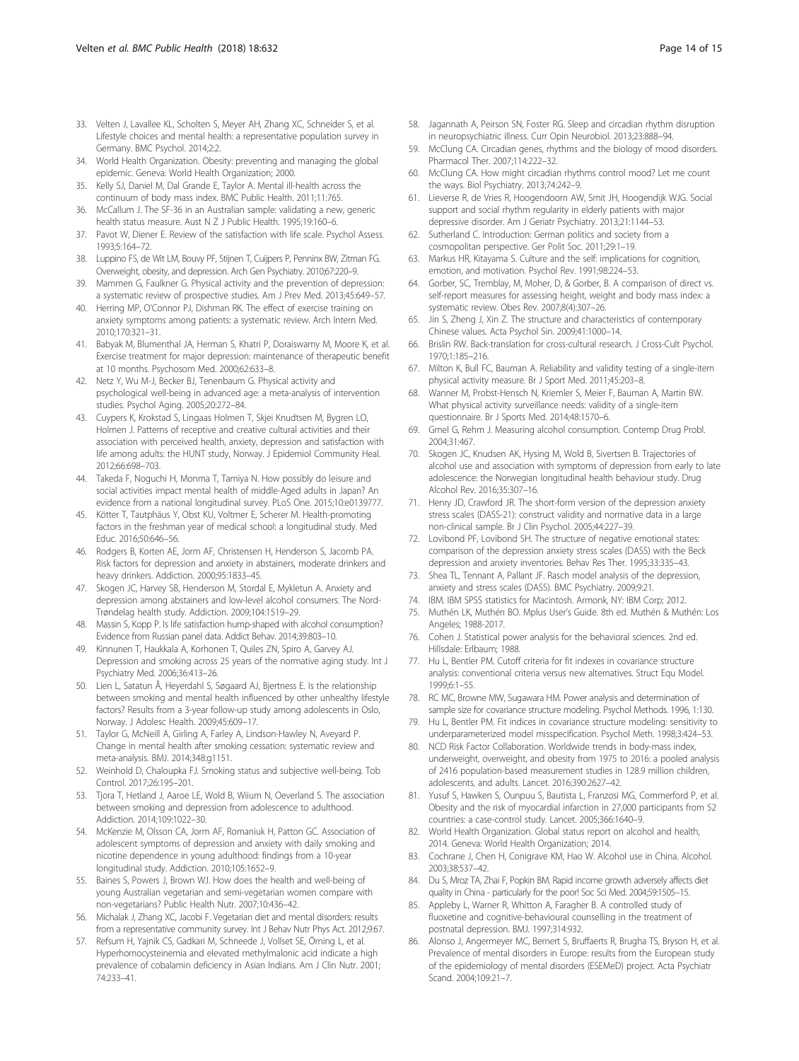33. Velten J, Lavallee KL, Scholten S, Meyer AH, Zhang XC, Schneider S, et al. Lifestyle choices and mental health: a representative population survey in Germany. BMC Psychol. 2014;2:2.
34. World Health Organization. Obesity: preventing and managing the global epidemic. Geneva: World Health Organization; 2000.
35. Kelly SJ, Daniel M, Dal Grande E, Taylor A. Mental ill-health across the continuum of body mass index. BMC Public Health. 2011;11:765.
36. McCallum J. The SF-36 in an Australian sample: validating a new, generic health status measure. Aust N Z J Public Health. 1995;19:160–6.
37. Pavot W, Diener E. Review of the satisfaction with life scale. Psychol Assess. 1993;5:164–72.
38. Luppino FS, de Wit LM, Bouvy PF, Stijnen T, Cuijpers P, Penninx BW, Zitman FG. Overweight, obesity, and depression. Arch Gen Psychiatry. 2010;67:220–9.
39. Mammen G, Faulkner G. Physical activity and the prevention of depression: a systematic review of prospective studies. Am J Prev Med. 2013;45:649–57.
40. Herring MP, O'Connor PJ, Dishman RK. The effect of exercise training on anxiety symptoms among patients: a systematic review. Arch Intern Med. 2010;170:321–31.
41. Babyak M, Blumenthal JA, Herman S, Khatri P, Doraiswamy M, Moore K, et al. Exercise treatment for major depression: maintenance of therapeutic benefit at 10 months. Psychosom Med. 2000;62:633–8.
42. Netz Y, Wu M-J, Becker BJ, Tenenbaum G. Physical activity and psychological well-being in advanced age: a meta-analysis of intervention studies. Psychol Aging. 2005;20:272–84.
43. Cuypers K, Krokstad S, Lingaas Holmen T, Skjei Knudtsen M, Bygren LO, Holmen J. Patterns of receptive and creative cultural activities and their association with perceived health, anxiety, depression and satisfaction with life among adults: the HUNT study, Norway. J Epidemiol Community Heal. 2012;66:698–703.
44. Takeda F, Noguchi H, Monma T, Tamiya N. How possibly do leisure and social activities impact mental health of middle-Aged adults in Japan? An evidence from a national longitudinal survey. PLoS One. 2015;10:e0139777.
45. Kötter T, Tautphäus Y, Obst KU, Voltmer E, Scherer M. Health-promoting factors in the freshman year of medical school: a longitudinal study. Med Educ. 2016;50:646–56.
46. Rodgers B, Korten AE, Jorm AF, Christensen H, Henderson S, Jacomb PA. Risk factors for depression and anxiety in abstainers, moderate drinkers and heavy drinkers. Addiction. 2000;95:1833–45.
47. Skogen JC, Harvey SB, Henderson M, Stordal E, Mykletun A. Anxiety and depression among abstainers and low-level alcohol consumers. The Nord-Trøndelag health study. Addiction. 2009;104:1519–29.
48. Massin S, Kopp P. Is life satisfaction hump-shaped with alcohol consumption? Evidence from Russian panel data. Addict Behav. 2014;39:803–10.
49. Kinnunen T, Haukkala A, Korhonen T, Quiles ZN, Spiro A, Garvey AJ. Depression and smoking across 25 years of the normative aging study. Int J Psychiatry Med. 2006;36:413–26.
50. Lien L, Satatun Å, Heyerdahl S, Søgaard AJ, Bjertness E. Is the relationship between smoking and mental health influenced by other unhealthy lifestyle factors? Results from a 3-year follow-up study among adolescents in Oslo, Norway. J Adolesc Health. 2009;45:609–17.
51. Taylor G, McNeill A, Girling A, Farley A, Lindson-Hawley N, Aveyard P. Change in mental health after smoking cessation: systematic review and meta-analysis. BMJ. 2014;348:g1151.
52. Weinhold D, Chaloupka FJ. Smoking status and subjective well-being. Tob Control. 2017;26:195–201.
53. Tjora T, Hetland J, Aaroe LE, Wold B, Wiium N, Oeverland S. The association between smoking and depression from adolescence to adulthood. Addiction. 2014;109:1022–30.
54. McKenzie M, Olsson CA, Jorm AF, Romaniuk H, Patton GC. Association of adolescent symptoms of depression and anxiety with daily smoking and nicotine dependence in young adulthood: findings from a 10-year longitudinal study. Addiction. 2010;105:1652–9.
55. Baines S, Powers J, Brown WJ. How does the health and well-being of young Australian vegetarian and semi-vegetarian women compare with non-vegetarians? Public Health Nutr. 2007;10:436–42.
56. Michalak J, Zhang XC, Jacobi F. Vegetarian diet and mental disorders: results from a representative community survey. Int J Behav Nutr Phys Act. 2012;9:67.
57. Refsum H, Yajnik CS, Gadkari M, Schneede J, Vollset SE, Örning L, et al. Hyperhomocysteinemia and elevated methylmalonic acid indicate a high prevalence of cobalamin deficiency in Asian Indians. Am J Clin Nutr. 2001; 74:233–41.
58. Jagannath A, Peirson SN, Foster RG. Sleep and circadian rhythm disruption in neuropsychiatric illness. Curr Opin Neurobiol. 2013;23:888–94.
59. McClung CA. Circadian genes, rhythms and the biology of mood disorders. Pharmacol Ther. 2007;114:222–32.
60. McClung CA. How might circadian rhythms control mood? Let me count the ways. Biol Psychiatry. 2013;74:242–9.
61. Lieverse R, de Vries R, Hoogendoorn AW, Smit JH, Hoogendijk WJG. Social support and social rhythm regularity in elderly patients with major depressive disorder. Am J Geriatr Psychiatry. 2013;21:1144–53.
62. Sutherland C. Introduction: German politics and society from a cosmopolitan perspective. Ger Polit Soc. 2011;29:1–19.
63. Markus HR, Kitayama S. Culture and the self: implications for cognition, emotion, and motivation. Psychol Rev. 1991;98:224–53.
64. Gorber, SC, Tremblay, M, Moher, D, & Gorber, B. A comparison of direct vs. self-report measures for assessing height, weight and body mass index: a systematic review. Obes Rev. 2007;8(4):307–26.
65. Jin S, Zheng J, Xin Z. The structure and characteristics of contemporary Chinese values. Acta Psychol Sin. 2009;41:1000–14.
66. Brislin RW. Back-translation for cross-cultural research. J Cross-Cult Psychol. 1970;1:185–216.
67. Milton K, Bull FC, Bauman A. Reliability and validity testing of a single-item physical activity measure. Br J Sport Med. 2011;45:203–8.
68. Wanner M, Probst-Hensch N, Kriemler S, Meier F, Bauman A, Martin BW. What physical activity surveillance needs: validity of a single-item questionnaire. Br J Sports Med. 2014;48:1570–6.
69. Gmel G, Rehm J. Measuring alcohol consumption. Contemp Drug Probl. 2004;31:467.
70. Skogen JC, Knudsen AK, Hysing M, Wold B, Sivertsen B. Trajectories of alcohol use and association with symptoms of depression from early to late adolescence: the Norwegian longitudinal health behaviour study. Drug Alcohol Rev. 2016;35:307–16.
71. Henry JD, Crawford JR. The short-form version of the depression anxiety stress scales (DASS-21): construct validity and normative data in a large non-clinical sample. Br J Clin Psychol. 2005;44:227–39.
72. Lovibond PF, Lovibond SH. The structure of negative emotional states: comparison of the depression anxiety stress scales (DASS) with the Beck depression and anxiety inventories. Behav Res Ther. 1995;33:335–43.
73. Shea TL, Tennant A, Pallant JF. Rasch model analysis of the depression, anxiety and stress scales (DASS). BMC Psychiatry. 2009;9:21.
74. IBM. IBM SPSS statistics for Macintosh. Armonk, NY: IBM Corp; 2012.
75. Muthén LK, Muthén BO. Mplus User's Guide. 8th ed. Muthén & Muthén: Los Angeles; 1988-2017.
76. Cohen J. Statistical power analysis for the behavioral sciences. 2nd ed. Hillsdale: Erlbaum; 1988.
77. Hu L, Bentler PM. Cutoff criteria for fit indexes in covariance structure analysis: conventional criteria versus new alternatives. Struct Equ Model. 1999;6:1–55.
78. RC MC, Browne MW, Sugawara HM. Power analysis and determination of sample size for covariance structure modeling. Psychol Methods. 1996, 1:130.
79. Hu L, Bentler PM. Fit indices in covariance structure modeling: sensitivity to underparameterized model misspecification. Psychol Meth. 1998;3:424–53.
80. NCD Risk Factor Collaboration. Worldwide trends in body-mass index, underweight, overweight, and obesity from 1975 to 2016: a pooled analysis of 2416 population-based measurement studies in 128.9 million children, adolescents, and adults. Lancet. 2016;390:2627–42.
81. Yusuf S, Hawken S, Ounpuu S, Bautista L, Franzosi MG, Commerford P, et al. Obesity and the risk of myocardial infarction in 27,000 participants from 52 countries: a case-control study. Lancet. 2005;366:1640–9.
82. World Health Organization. Global status report on alcohol and health, 2014. Geneva: World Health Organization; 2014.
83. Cochrane J, Chen H, Conigrave KM, Hao W. Alcohol use in China. Alcohol. 2003;38:537–42.
84. Du S, Mroz TA, Zhai F, Popkin BM. Rapid income growth adversely affects diet quality in China - particularly for the poor! Soc Sci Med. 2004;59:1505–15.
85. Appleby L, Warner R, Whitton A, Faragher B. A controlled study of fluoxetine and cognitive-behavioural counselling in the treatment of postnatal depression. BMJ. 1997;314:932.
86. Alonso J, Angermeyer MC, Bernert S, Bruffaerts R, Brugha TS, Bryson H, et al. Prevalence of mental disorders in Europe: results from the European study of the epidemiology of mental disorders (ESEMeD) project. Acta Psychiatr Scand. 2004;109:21–7.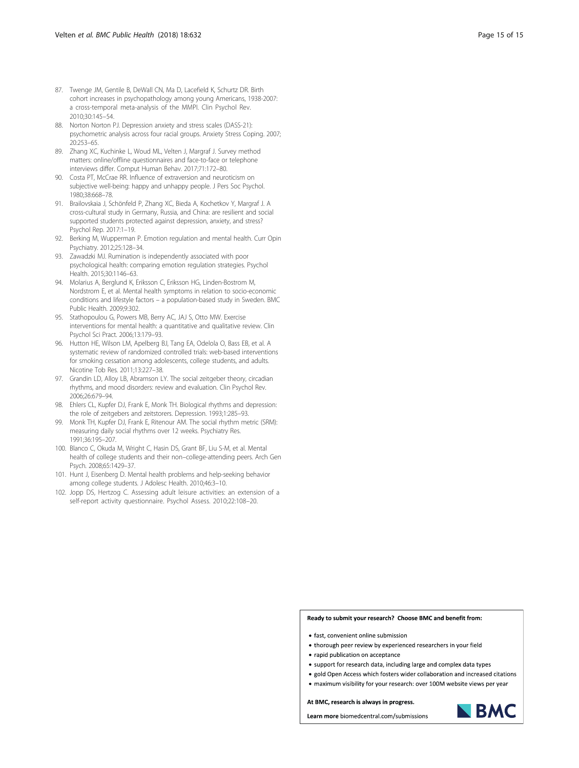87. Twenge JM, Gentile B, DeWall CN, Ma D, Lacefield K, Schurtz DR. Birth cohort increases in psychopathology among young Americans, 1938-2007: a cross-temporal meta-analysis of the MMPI. Clin Psychol Rev. 2010;30:145–54.
88. Norton Norton PJ. Depression anxiety and stress scales (DASS-21): psychometric analysis across four racial groups. Anxiety Stress Coping. 2007; 20:253–65.
89. Zhang XC, Kuchinke L, Woud ML, Velten J, Margraf J. Survey method matters: online/offline questionnaires and face-to-face or telephone interviews differ. Comput Human Behav. 2017;71:172–80.
90. Costa PT, McCrae RR. Influence of extraversion and neuroticism on subjective well-being: happy and unhappy people. J Pers Soc Psychol. 1980;38:668–78.
91. Brailovskaia J, Schönfeld P, Zhang XC, Bieda A, Kochetkov Y, Margraf J. A cross-cultural study in Germany, Russia, and China: are resilient and social supported students protected against depression, anxiety, and stress? Psychol Rep. 2017:1–19.
92. Berking M, Wupperman P. Emotion regulation and mental health. Curr Opin Psychiatry. 2012;25:128–34.
93. Zawadzki MJ. Rumination is independently associated with poor psychological health: comparing emotion regulation strategies. Psychol Health. 2015;30:1146–63.
94. Molarius A, Berglund K, Eriksson C, Eriksson HG, Linden-Bostrom M, Nordstrom E, et al. Mental health symptoms in relation to socio-economic conditions and lifestyle factors – a population-based study in Sweden. BMC Public Health. 2009;9:302.
95. Stathopoulou G, Powers MB, Berry AC, JAJ S, Otto MW. Exercise interventions for mental health: a quantitative and qualitative review. Clin Psychol Sci Pract. 2006;13:179–93.
96. Hutton HE, Wilson LM, Apelberg BJ, Tang EA, Odelola O, Bass EB, et al. A systematic review of randomized controlled trials: web-based interventions for smoking cessation among adolescents, college students, and adults. Nicotine Tob Res. 2011;13:227–38.
97. Grandin LD, Alloy LB, Abramson LY. The social zeitgeber theory, circadian rhythms, and mood disorders: review and evaluation. Clin Psychol Rev. 2006;26:679–94.
98. Ehlers CL, Kupfer DJ, Frank E, Monk TH. Biological rhythms and depression: the role of zeitgebers and zeitstorers. Depression. 1993;1:285–93.
99. Monk TH, Kupfer DJ, Frank E, Ritenour AM. The social rhythm metric (SRM): measuring daily social rhythms over 12 weeks. Psychiatry Res. 1991;36:195–207.
100. Blanco C, Okuda M, Wright C, Hasin DS, Grant BF, Liu S-M, et al. Mental health of college students and their non–college-attending peers. Arch Gen Psych. 2008;65:1429–37.
101. Hunt J, Eisenberg D. Mental health problems and help-seeking behavior among college students. J Adolesc Health. 2010;46:3–10.
102. Jopp DS, Hertzog C. Assessing adult leisure activities: an extension of a self-report activity questionnaire. Psychol Assess. 2010;22:108–20.

**Ready to submit your research? Choose BMC and benefit from:**

- fast, convenient online submission
- thorough peer review by experienced researchers in your field
- rapid publication on acceptance
- support for research data, including large and complex data types
- gold Open Access which fosters wider collaboration and increased citations
- maximum visibility for your research: over 100M website views per year

**At BMC, research is always in progress.**

**Learn more** biomedcentral.com/submissions

BMC